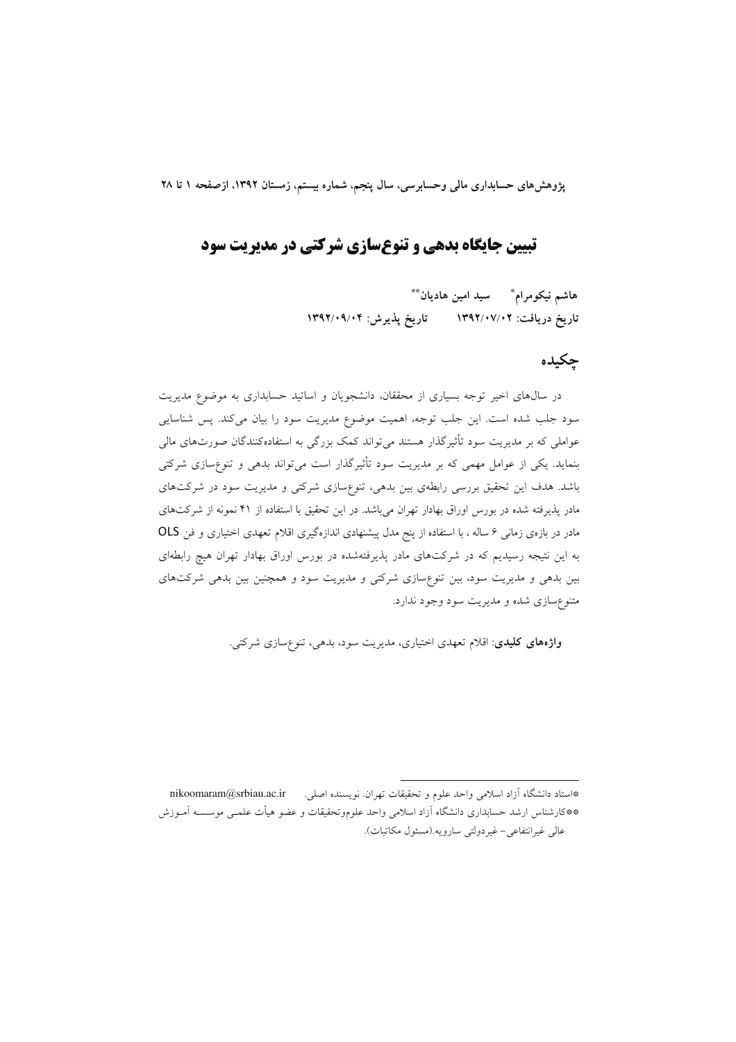# تبیین جایگاه بدهی و تنوع‌سازی شرکتی در مدیریت سود

**هاشم نیکومرام*** **سید امین هادیان****

**تاریخ دریافت: ۱۳۹۲/۰۷/۰۲** **تاریخ پذیرش: ۱۳۹۲/۰۹/۰۴**

## چکیده

در سال‌های اخیر توجه بسیاری از محققان، دانشجویان و اساتید حسابداری به موضوع مدیریت سود جلب شده است. این جلب توجه، اهمیت موضوع مدیریت سود را بیان می‌کند. پس شناسایی عواملی که بر مدیریت سود تأثیرگذار هستند می‌تواند کمک بزرگی به استفاده‌کنندگان صورت‌های مالی بنماید. یکی از عوامل مهمی که بر مدیریت سود تأثیرگذار است می‌تواند بدهی و تنوع‌سازی شرکتی باشد. هدف این تحقیق بررسی رابطه‌ی بین بدهی، تنوع‌سازی شرکتی و مدیریت سود در شرکت‌های مادر پذیرفته شده در بورس اوراق بهادار تهران می‌باشد. در این تحقیق با استفاده از ۴۱ نمونه از شرکت‌های مادر در بازه‌ی زمانی ۶ ساله ، با استفاده از پنج مدل پیشنهادی اندازه‌گیری اقلام تعهدی اختیاری و فن OLS به این نتیجه رسیدیم که در شرکت‌های مادر پذیرفته‌شده در بورس اوراق بهادار تهران هیچ رابطه‌ای بین بدهی و مدیریت سود، بین تنوع‌سازی شرکتی و مدیریت سود و همچنین بین بدهی شرکت‌های متنوع‌سازی شده و مدیریت سود وجود ندارد.

**واژه‌های کلیدی**: اقلام تعهدی اختیاری، مدیریت سود، بدهی، تنوع‌سازی شرکتی.

---

*استاد دانشگاه آزاد اسلامی واحد علوم و تحقیقات تهران. نویسنده اصلی. nikoomaram@srbiau.ac.ir

**کارشناس ارشد حسابداری دانشگاه آزاد اسلامی واحد علوم‌وتحقیقات و عضو هیأت علمی موسسه آموزش عالی غیرانتفاعی – غیردولتی سارویه.(مسئول مکاتبات).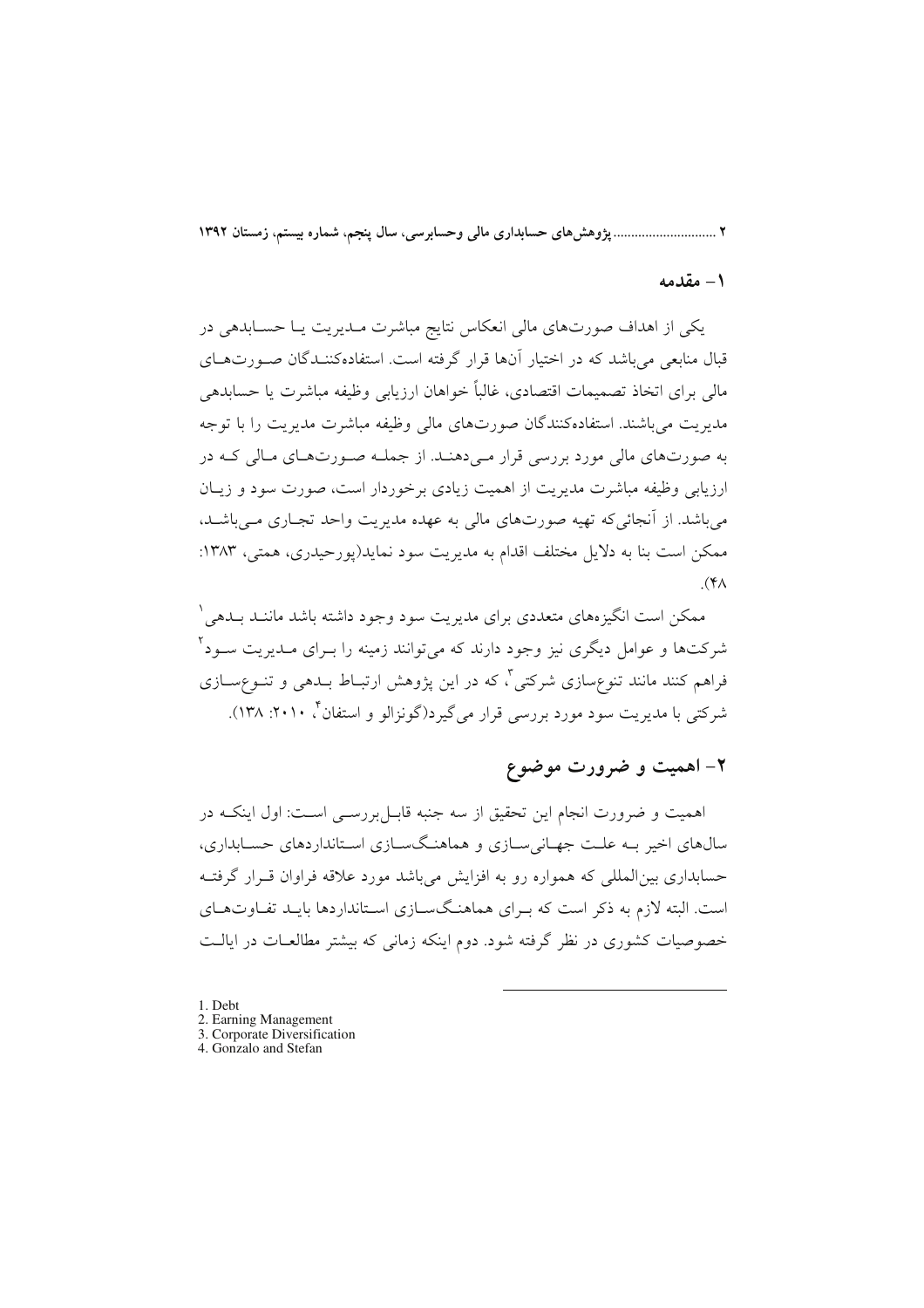## ۱- مقدمه

یکی از اهداف صورت‌های مالی انعکاس نتایج مباشرت مدیریت یا حسابدهی در قبال منابعی می‌باشد که در اختیار آنها قرار گرفته است. استفاده‌کنندگان صورت‌های مالی برای اتخاذ تصمیمات اقتصادی، غالباً خواهان ارزیابی وظیفه مباشرت یا حسابدهی مدیریت می‌باشند. استفاده‌کنندگان صورت‌های مالی وظیفه مباشرت مدیریت را با توجه به صورت‌های مالی مورد بررسی قرار می‌دهند. از جمله صورت‌های مالی که در ارزیابی وظیفه مباشرت مدیریت از اهمیت زیادی برخوردار است، صورت سود و زیان می‌باشد. از آنجائی‌که تهیه صورت‌های مالی به عهده مدیریت واحد تجاری می‌باشد، ممکن است بنا به دلایل مختلف اقدام به مدیریت سود نماید(پورحیدری، همتی، ۱۳۸۳: ۴۸).

ممکن است انگیزه‌های متعددی برای مدیریت سود وجود داشته باشد مانند بدهی[1] شرکت‌ها و عوامل دیگری نیز وجود دارند که می‌توانند زمینه را برای مدیریت سود[2] فراهم کنند مانند تنوع‌سازی شرکتی[3]، که در این پژوهش ارتباط بدهی و تنوع‌سازی شرکتی با مدیریت سود مورد بررسی قرار می‌گیرد(گونزالو و استفان[4]، ۲۰۱۰: ۱۳۸).

## ۲- اهمیت و ضرورت موضوع

اهمیت و ضرورت انجام این تحقیق از سه جنبه قابل‌بررسی است: اول اینکه در سال‌های اخیر به علت جهانی‌سازی و هماهنگ‌سازی استانداردهای حسابداری، حسابداری بین‌المللی که همواره رو به افزایش می‌باشد مورد علاقه فراوان قرار گرفته است. البته لازم به ذکر است که برای هماهنگ‌سازی استانداردها باید تفاوت‌های خصوصیات کشوری در نظر گرفته شود. دوم اینکه زمانی که بیشتر مطالعات در ایالت

---

1. Debt
2. Earning Management
3. Corporate Diversification
4. Gonzalo and Stefan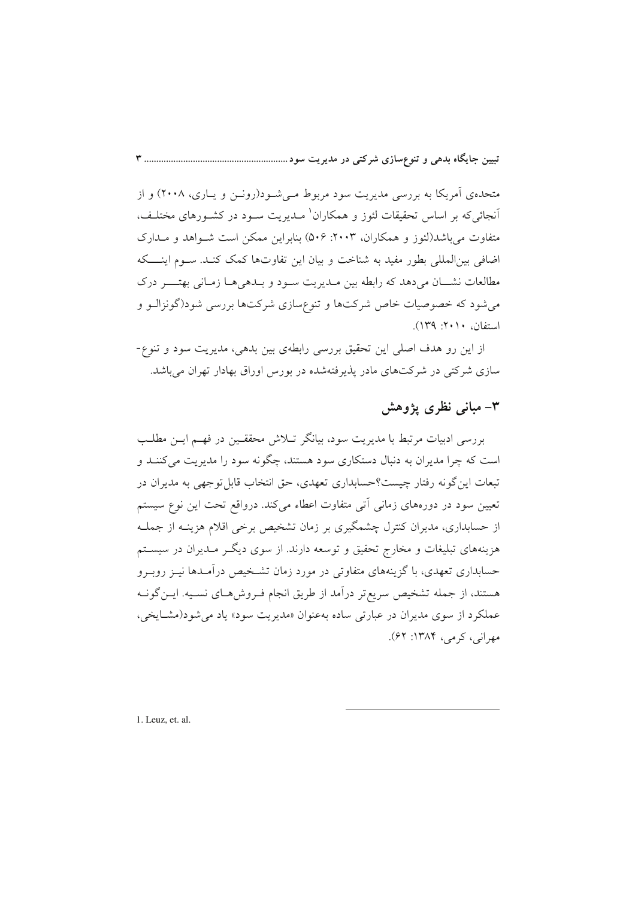متحده‌ی آمریکا به بررسی مدیریت سود مربوط می‌شود(رونن و یاری، ۲۰۰۸) و از آنجائی‌که بر اساس تحقیقات لئوز و همکاران[1] مدیریت سود در کشورهای مختلف، متفاوت می‌باشد(لئوز و همکاران، ۲۰۰۳: ۵۰۶) بنابراین ممکن است شواهد و مدارک اضافی بین‌المللی بطور مفید به شناخت و بیان این تفاوت‌ها کمک کند. سوم اینکه مطالعات نشان می‌دهد که رابطه بین مدیریت سود و بدهی‌ها زمانی بهتر درک می‌شود که خصوصیات خاص شرکت‌ها و تنوع‌سازی شرکت‌ها بررسی شود(گونزالو و استفان، ۲۰۱۰: ۱۳۹).

از این رو هدف اصلی این تحقیق بررسی رابطه‌ی بین بدهی، مدیریت سود و تنوع‌سازی شرکتی در شرکت‌های مادر پذیرفته‌شده در بورس اوراق بهادار تهران می‌باشد.

## ۳- مبانی نظری پژوهش

بررسی ادبیات مرتبط با مدیریت سود، بیانگر تلاش محققین در فهم این مطلب است که چرا مدیران به دنبال دستکاری سود هستند، چگونه سود را مدیریت می‌کنند و تبعات این‌گونه رفتار چیست؟حسابداری تعهدی، حق انتخاب قابل‌توجهی به مدیران در تعیین سود در دوره‌های زمانی آتی متفاوت اعطاء می‌کند. درواقع تحت این نوع سیستم از حسابداری، مدیران کنترل چشمگیری بر زمان تشخیص برخی اقلام هزینه از جمله هزینه‌های تبلیغات و مخارج تحقیق و توسعه دارند. از سوی دیگر مدیران در سیستم حسابداری تعهدی، با گزینه‌های متفاوتی در مورد زمان تشخیص درآمدها نیز روبرو هستند، از جمله تشخیص سریع‌تر درآمد از طریق انجام فروش‌های نسیه. این‌گونه عملکرد از سوی مدیران در عبارتی ساده به‌عنوان «مدیریت سود» یاد می‌شود(مشایخی، مهرانی، کرمی، ۱۳۸۴: ۶۲).

---

1. Leuz, et. al.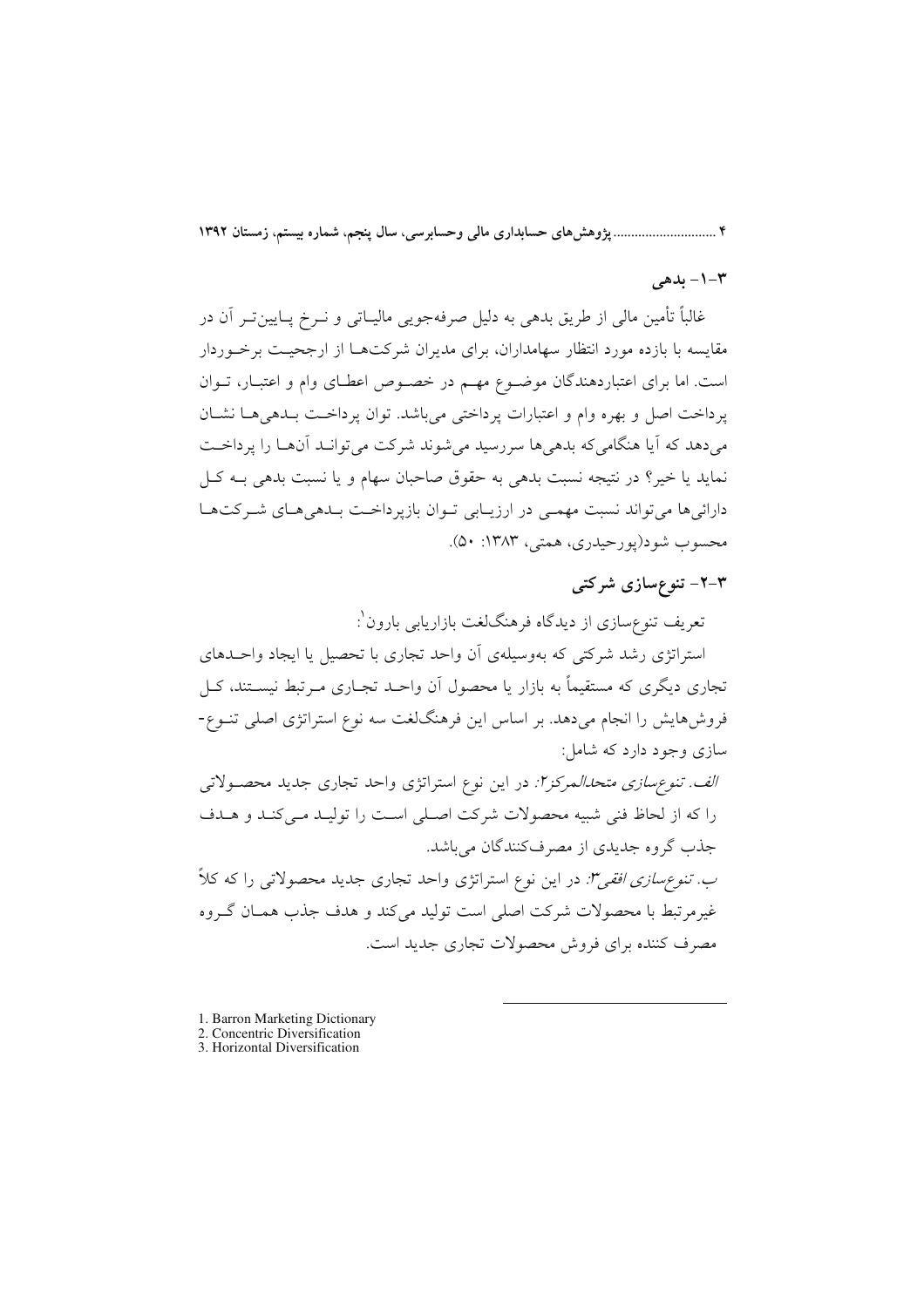### ۳-۱- بدهی

غالباً تأمین مالی از طریق بدهی به دلیل صرفه‌جویی مالیاتی و نرخ پایین‌تر آن در مقایسه با بازده مورد انتظار سهامداران، برای مدیران شرکت‌ها از ارجحیت برخوردار است. اما برای اعتباردهندگان موضوع مهم در خصوص اعطای وام و اعتبار، توان پرداخت اصل و بهره وام و اعتبارات پرداختی می‌باشد. توان پرداخت بدهی‌ها نشان می‌دهد که آیا هنگامی‌که بدهی‌ها سررسید می‌شوند شرکت می‌تواند آن‌ها را پرداخت نماید یا خیر؟ در نتیجه نسبت بدهی به حقوق صاحبان سهام و یا نسبت بدهی به کل دارائی‌ها می‌تواند نسبت مهمی در ارزیابی توان بازپرداخت بدهی‌های شرکت‌ها محسوب شود(پورحیدری، همتی، ۱۳۸۳: ۵۰).

### ۳-۲- تنوع‌سازی شرکتی

تعریف تنوع‌سازی از دیدگاه فرهنگ‌لغت بازاریابی بارون[1]:

استراتژی رشد شرکتی که به‌وسیله‌ی آن واحد تجاری با تحصیل یا ایجاد واحدهای تجاری دیگری که مستقیماً به بازار یا محصول آن واحد تجاری مرتبط نیستند، کل فروش‌هایش را انجام می‌دهد. بر اساس این فرهنگ‌لغت سه نوع استراتژی اصلی تنوع-سازی وجود دارد که شامل:

*الف. تنوع‌سازی متحدالمرکز*[2]: در این نوع استراتژی واحد تجاری جدید محصولاتی را که از لحاظ فنی شبیه محصولات شرکت اصلی است را تولید می‌کند و هدف جذب گروه جدیدی از مصرف‌کنندگان می‌باشد.

*ب. تنوع‌سازی افقی*[3]: در این نوع استراتژی واحد تجاری جدید محصولاتی را که کلاً غیرمرتبط با محصولات شرکت اصلی است تولید می‌کند و هدف جذب همان گروه مصرف کننده برای فروش محصولات تجاری جدید است.

---

1. Barron Marketing Dictionary
2. Concentric Diversification
3. Horizontal Diversification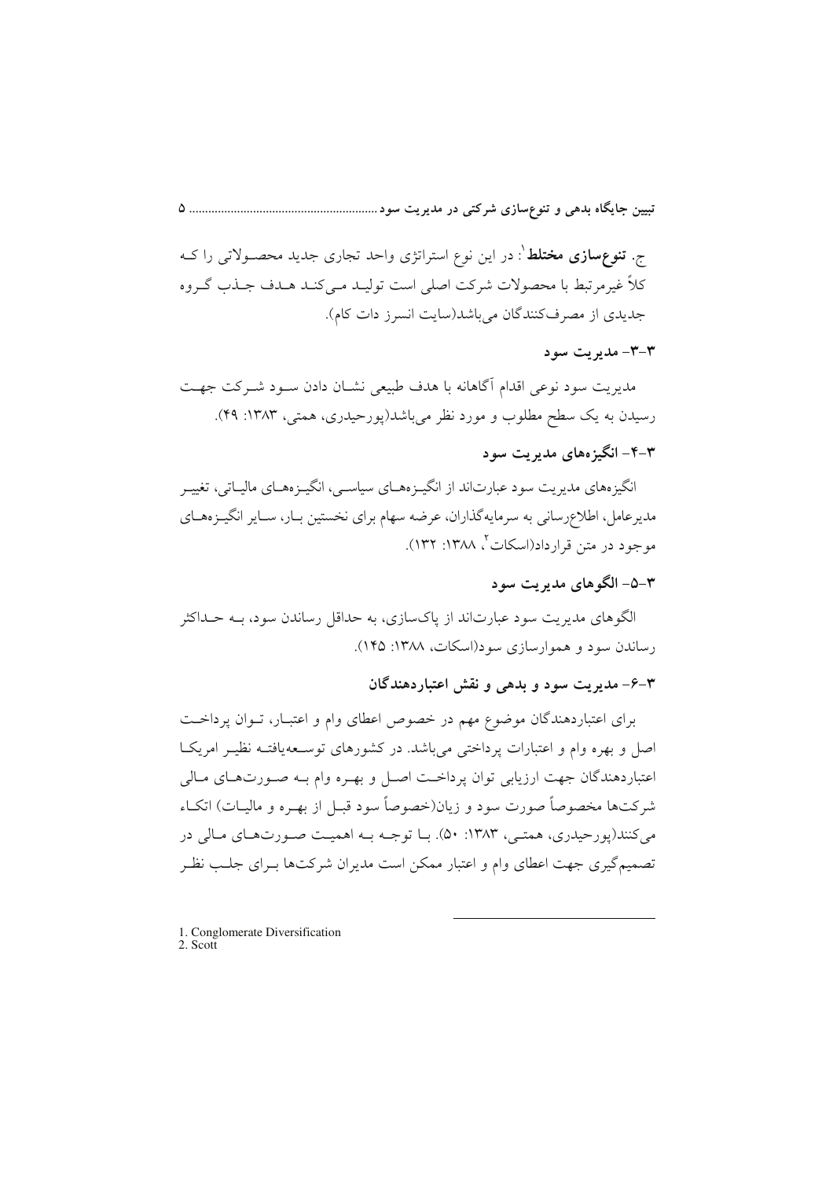ج. **تنوع‌سازی مختلط**[1]: در این نوع استراتژی واحد تجاری جدید محصولاتی را که کلاً غیرمرتبط با محصولات شرکت اصلی است تولید می‌کند هدف جذب گروه جدیدی از مصرف‌کنندگان می‌باشد(سایت انسرز دات کام).

### ۳-۳- مدیریت سود

مدیریت سود نوعی اقدام آگاهانه با هدف طبیعی نشان دادن سود شرکت جهت رسیدن به یک سطح مطلوب و مورد نظر می‌باشد(پورحیدری، همتی، ۱۳۸۳: ۴۹).

### ۳-۴- انگیزه‌های مدیریت سود

انگیزه‌های مدیریت سود عبارت‌اند از انگیزه‌های سیاسی، انگیزه‌های مالیاتی، تغییر مدیرعامل، اطلاع‌رسانی به سرمایه‌گذاران، عرضه سهام برای نخستین بار، سایر انگیزه‌های موجود در متن قرارداد(اسکات[2]، ۱۳۸۸: ۱۳۲).

### ۳-۵- الگوهای مدیریت سود

الگوهای مدیریت سود عبارت‌اند از پاک‌سازی، به حداقل رساندن سود، به حداکثر رساندن سود و هموارسازی سود(اسکات، ۱۳۸۸: ۱۴۵).

### ۳-۶- مدیریت سود و بدهی و نقش اعتباردهندگان

برای اعتباردهندگان موضوع مهم در خصوص اعطای وام و اعتبار، توان پرداخت اصل و بهره وام و اعتبارات پرداختی می‌باشد. در کشورهای توسعه‌یافته نظیر امریکا اعتباردهندگان جهت ارزیابی توان پرداخت اصل و بهره وام به صورت‌های مالی شرکت‌ها مخصوصاً صورت سود و زیان(خصوصاً سود قبل از بهره و مالیات) اتکاء می‌کنند(پورحیدری، همتی، ۱۳۸۳: ۵۰). با توجه به اهمیت صورت‌های مالی در تصمیم‌گیری جهت اعطای وام و اعتبار ممکن است مدیران شرکت‌ها برای جلب نظر

---

1. Conglomerate Diversification
2. Scott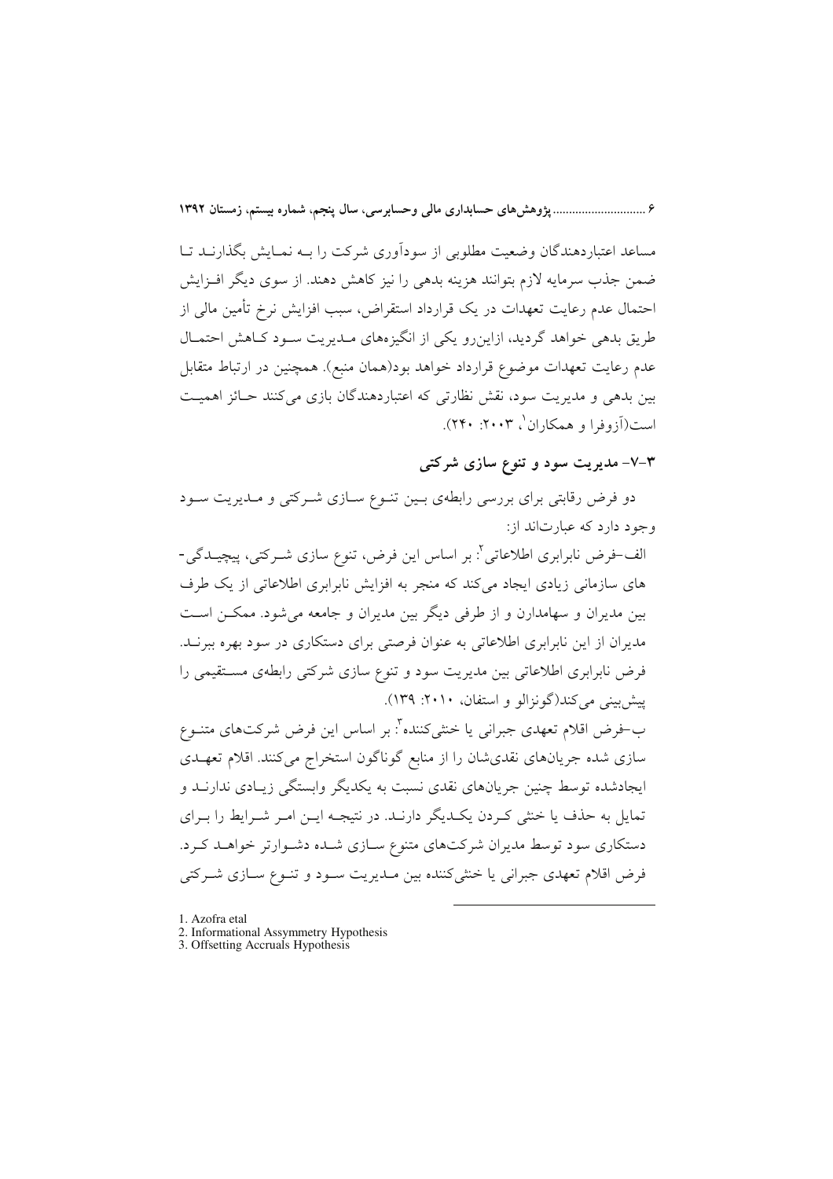مساعد اعتباردهندگان وضعیت مطلوبی از سودآوری شرکت را بـه نمـایش بگذارنـد تـا ضمن جذب سرمایه لازم بتوانند هزینه بدهی را نیز کاهش دهند. از سوی دیگر افـزایش احتمال عدم رعایت تعهدات در یک قرارداد استقراض، سبب افزایش نرخ تأمین مالی از طریق بدهی خواهد گردید، ازاین‌رو یکی از انگیزه‌های مـدیریت سـود کـاهش احتمـال عدم رعایت تعهدات موضوع قرارداد خواهد بود(همان منبع). همچنین در ارتباط متقابل بین بدهی و مدیریت سود، نقش نظارتی که اعتباردهندگان بازی می‌کنند حـائز اهمیـت است(آزوفرا و همکاران[1]، ۲۰۰۳: ۲۴۰).

## ۳-۷- مدیریت سود و تنوع سازی شرکتی

دو فرض رقابتی برای بررسی رابطه‌ی بـین تنـوع سـازی شـرکتی و مـدیریت سـود وجود دارد که عبارت‌اند از:

الف–فرض نابرابری اطلاعاتی[2]: بر اساس این فرض، تنوع سازی شـرکتی، پیچیـدگی-های سازمانی زیادی ایجاد می‌کند که منجر به افزایش نابرابری اطلاعاتی از یک طرف بین مدیران و سهامدارن و از طرفی دیگر بین مدیران و جامعه می‌شود. ممکـن اسـت مدیران از این نابرابری اطلاعاتی به عنوان فرصتی برای دستکاری در سود بهره ببرنـد. فرض نابرابری اطلاعاتی بین مدیریت سود و تنوع سازی شرکتی رابطه‌ی مسـتقیمی را پیش‌بینی می‌کند(گونزالو و استفان، ۲۰۱۰: ۱۳۹).

ب–فرض اقلام تعهدی جبرانی یا خنثی‌کننده[3]: بر اساس این فرض شرکت‌های متنـوع سازی شده جریان‌های نقدی‌شان را از منابع گوناگون استخراج می‌کنند. اقلام تعهـدی ایجادشده توسط چنین جریان‌های نقدی نسبت به یکدیگر وابستگی زیـادی ندارنـد و تمایل به حذف یا خنثی کـردن یکـدیگر دارنـد. در نتیجـه ایـن امـر شـرایط را بـرای دستکاری سود توسط مدیران شرکت‌های متنوع سـازی شـده دشـوارتر خواهـد کـرد. فرض اقلام تعهدی جبرانی یا خنثی‌کننده بین مـدیریت سـود و تنـوع سـازی شـرکتی

---

1. Azofra etal
2. Informational Assymmetry Hypothesis
3. Offsetting Accruals Hypothesis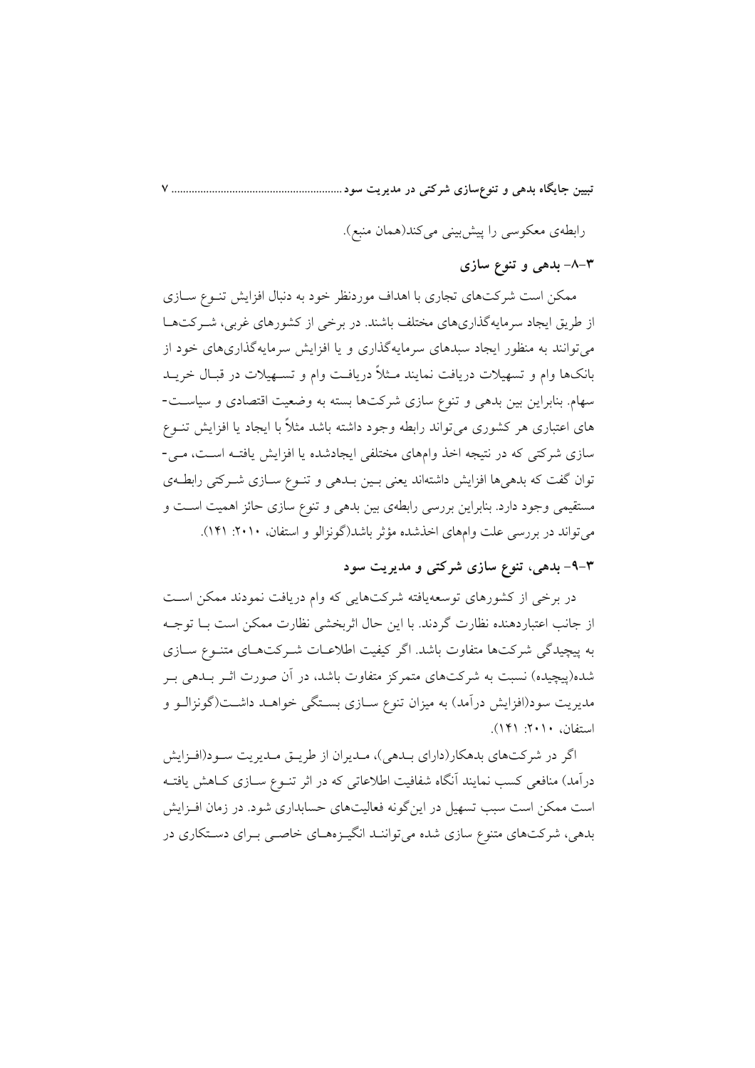رابطه‌ی معکوسی را پیش‌بینی می‌کند(همان منبع).

### ۳-۸- بدهی و تنوع سازی

ممکن است شرکت‌های تجاری با اهداف موردنظر خود به دنبال افزایش تنوع سازی از طریق ایجاد سرمایه‌گذاری‌های مختلف باشند. در برخی از کشورهای غربی، شرکت‌ها می‌توانند به منظور ایجاد سبدهای سرمایه‌گذاری و یا افزایش سرمایه‌گذاری‌های خود از بانک‌ها وام و تسهیلات دریافت نمایند مثلاً دریافت وام و تسهیلات در قبال خرید سهام. بنابراین بین بدهی و تنوع سازی شرکت‌ها بسته به وضعیت اقتصادی و سیاست‌های اعتباری هر کشوری می‌تواند رابطه وجود داشته باشد مثلاً با ایجاد یا افزایش تنوع سازی شرکتی که در نتیجه اخذ وام‌های مختلفی ایجادشده یا افزایش یافته است، می‌توان گفت که بدهی‌ها افزایش داشته‌اند یعنی بین بدهی و تنوع سازی شرکتی رابطه‌ی مستقیمی وجود دارد. بنابراین بررسی رابطه‌ی بین بدهی و تنوع سازی حائز اهمیت است و می‌تواند در بررسی علت وام‌های اخذشده مؤثر باشد(گونزالو و استفان، ۲۰۱۰: ۱۴۱).

### ۳-۹- بدهی، تنوع سازی شرکتی و مدیریت سود

در برخی از کشورهای توسعه‌یافته شرکت‌هایی که وام دریافت نمودند ممکن است از جانب اعتباردهنده نظارت گردند. با این حال اثربخشی نظارت ممکن است با توجه به پیچیدگی شرکت‌ها متفاوت باشد. اگر کیفیت اطلاعات شرکت‌های متنوع سازی شده(پیچیده) نسبت به شرکت‌های متمرکز متفاوت باشد، در آن صورت اثر بدهی بر مدیریت سود(افزایش درآمد) به میزان تنوع سازی بستگی خواهد داشت(گونزالو و استفان، ۲۰۱۰: ۱۴۱).

اگر در شرکت‌های بدهکار(دارای بدهی)، مدیران از طریق مدیریت سود(افزایش درآمد) منافعی کسب نمایند آنگاه شفافیت اطلاعاتی که در اثر تنوع سازی کاهش یافته است ممکن است سبب تسهیل در این‌گونه فعالیت‌های حسابداری شود. در زمان افزایش بدهی، شرکت‌های متنوع سازی شده می‌توانند انگیزه‌های خاصی برای دستکاری در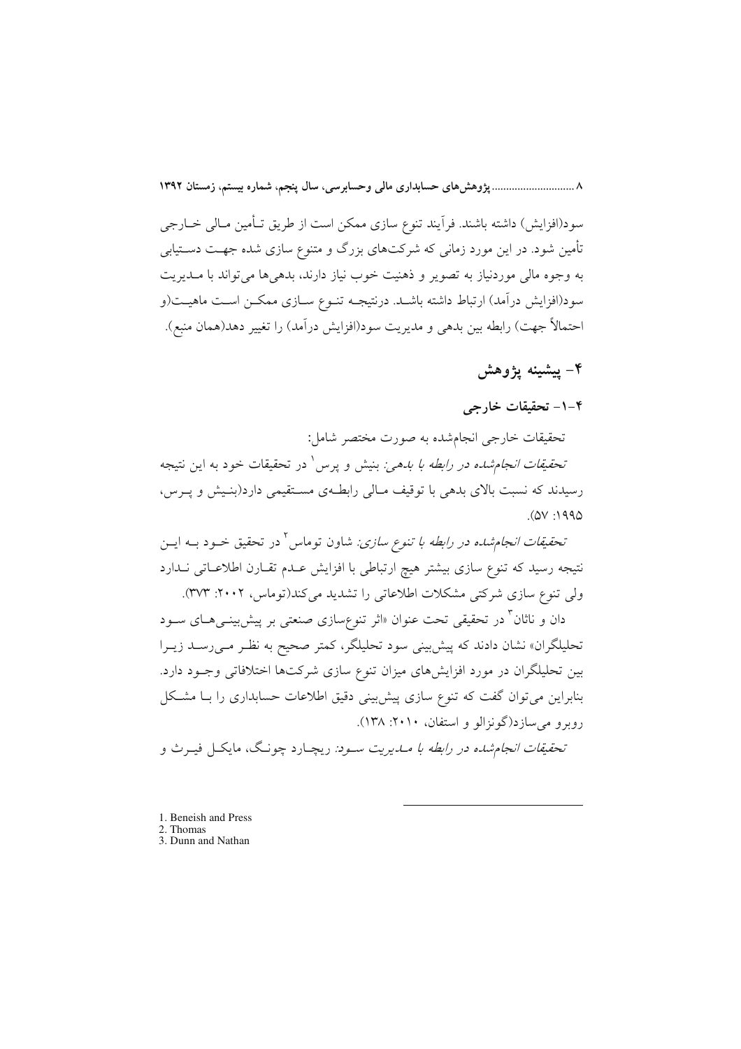سود(افزایش) داشته باشند. فرآیند تنوع سازی ممکن است از طریق تـأمین مـالی خـارجی تأمین شود. در این مورد زمانی که شرکت‌های بزرگ و متنوع سازی شده جهـت دسـتیابی به وجوه مالی موردنیاز به تصویر و ذهنیت خوب نیاز دارند، بدهی‌ها می‌تواند با مـدیریت سود(افزایش درآمد) ارتباط داشته باشـد. درنتیجـه تنـوع سـازی ممکـن اسـت ماهیـت(و احتمالاً جهت) رابطه بین بدهی و مدیریت سود(افزایش درآمد) را تغییر دهد(همان منبع).

## ۴- پیشینه پژوهش

### ۴-۱- تحقیقات خارجی

تحقیقات خارجی انجام‌شده به صورت مختصر شامل:

*تحقیقات انجام‌شده در رابطه با بدهی:* بنیش و پرس[1] در تحقیقات خود به این نتیجه رسیدند که نسبت بالای بدهی با توقیف مـالی رابطـه‌ی مسـتقیمی دارد(بنـیش و پـرس، ۱۹۹۵: ۵۷).

*تحقیقات انجام‌شده در رابطه با تنوع سازی:* شاون توماس[2] در تحقیق خـود بـه ایـن نتیجه رسید که تنوع سازی بیشتر هیچ ارتباطی با افزایش عـدم تقـارن اطلاعـاتی نـدارد ولی تنوع سازی شرکتی مشکلات اطلاعاتی را تشدید می‌کند(توماس، ۲۰۰۲: ۳۷۳).

دان و ناثان[3] در تحقیقی تحت عنوان «اثر تنوع‌سازی صنعتی بر پیش‌بینـی‌هـای سـود تحلیلگران» نشان دادند که پیش‌بینی سود تحلیلگر، کمتر صحیح به نظـر مـی‌رسـد زیـرا بین تحلیلگران در مورد افزایش‌های میزان تنوع سازی شرکت‌ها اختلافاتی وجـود دارد. بنابراین می‌توان گفت که تنوع سازی پیش‌بینی دقیق اطلاعات حسابداری را بـا مشـکل روبرو می‌سازد(گونزالو و استفان، ۲۰۱۰: ۱۳۸).

*تحقیقات انجام‌شده در رابطه با مـدیریت سـود:* ریچـارد چونـگ، مایکـل فیـرث و

---

1. Beneish and Press
2. Thomas
3. Dunn and Nathan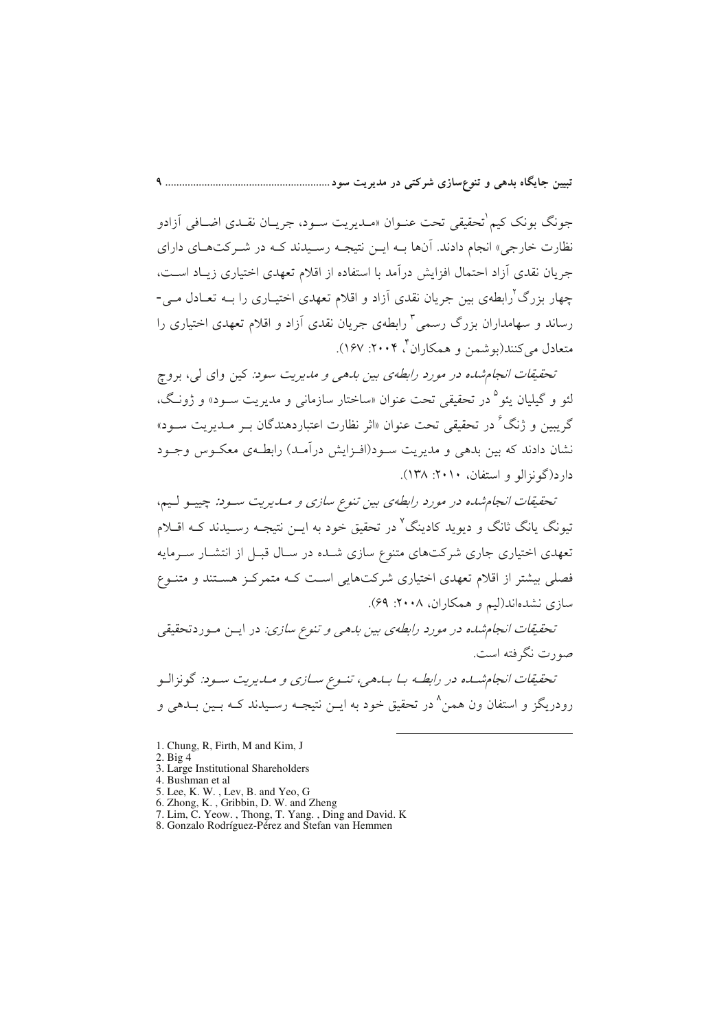جونگ بونک کیم[1]تحقیقی تحت عنوان «مدیریت سود، جریان نقدی اضافی آزادو نظارت خارجی» انجام دادند. آن‌ها به این نتیجه رسیدند که در شرکت‌های دارای جریان نقدی آزاد احتمال افزایش درآمد با استفاده از اقلام تعهدی اختیاری زیاد است، چهار بزرگ[2]رابطه‌ی بین جریان نقدی آزاد و اقلام تعهدی اختیاری را به تعادل می‌رساند و سهامداران بزرگ رسمی[3] رابطه‌ی جریان نقدی آزاد و اقلام تعهدی اختیاری را متعادل می‌کنند(بوشمن و همکاران[4]، ۲۰۰۴: ۱۶۷).

*تحقیقات انجام‌شده در مورد رابطه‌ی بین بدهی و مدیریت سود:* کین وای لی، بروچ لئو و گیلیان یئو[5] در تحقیقی تحت عنوان «ساختار سازمانی و مدیریت سود» و ژونگ، گریبین و ژنگ[6] در تحقیقی تحت عنوان «اثر نظارت اعتباردهندگان بر مدیریت سود» نشان دادند که بین بدهی و مدیریت سود(افزایش درآمد) رابطه‌ی معکوس وجود دارد(گونزالو و استفان، ۲۰۱۰: ۱۳۸).

*تحقیقات انجام‌شده در مورد رابطه‌ی بین تنوع سازی و مدیریت سود:* چییو لیم، تیونگ یانگ ثانگ و دیوید کادینگ[7] در تحقیق خود به این نتیجه رسیدند که اقلام تعهدی اختیاری جاری شرکت‌های متنوع سازی شده در سال قبل از انتشار سرمایه فصلی بیشتر از اقلام تعهدی اختیاری شرکت‌هایی است که متمرکز هستند و متنوع سازی نشده‌اند(لیم و همکاران، ۲۰۰۸: ۶۹).

*تحقیقات انجام‌شده در مورد رابطه‌ی بین بدهی و تنوع سازی:* در این موردتحقیقی صورت نگرفته است.

*تحقیقات انجام‌شده در رابطه با بدهی، تنوع سازی و مدیریت سود:* گونزالو رودریگز و استفان ون همن[8] در تحقیق خود به این نتیجه رسیدند که بین بدهی و

---

1. Chung, R, Firth, M and Kim, J
2. Big 4
3. Large Institutional Shareholders
4. Bushman et al
5. Lee, K. W. , Lev, B. and Yeo, G
6. Zhong, K. , Gribbin, D. W. and Zheng
7. Lim, C. Yeow. , Thong, T. Yang. , Ding and David. K
8. Gonzalo Rodríguez-Pérez and Stefan van Hemmen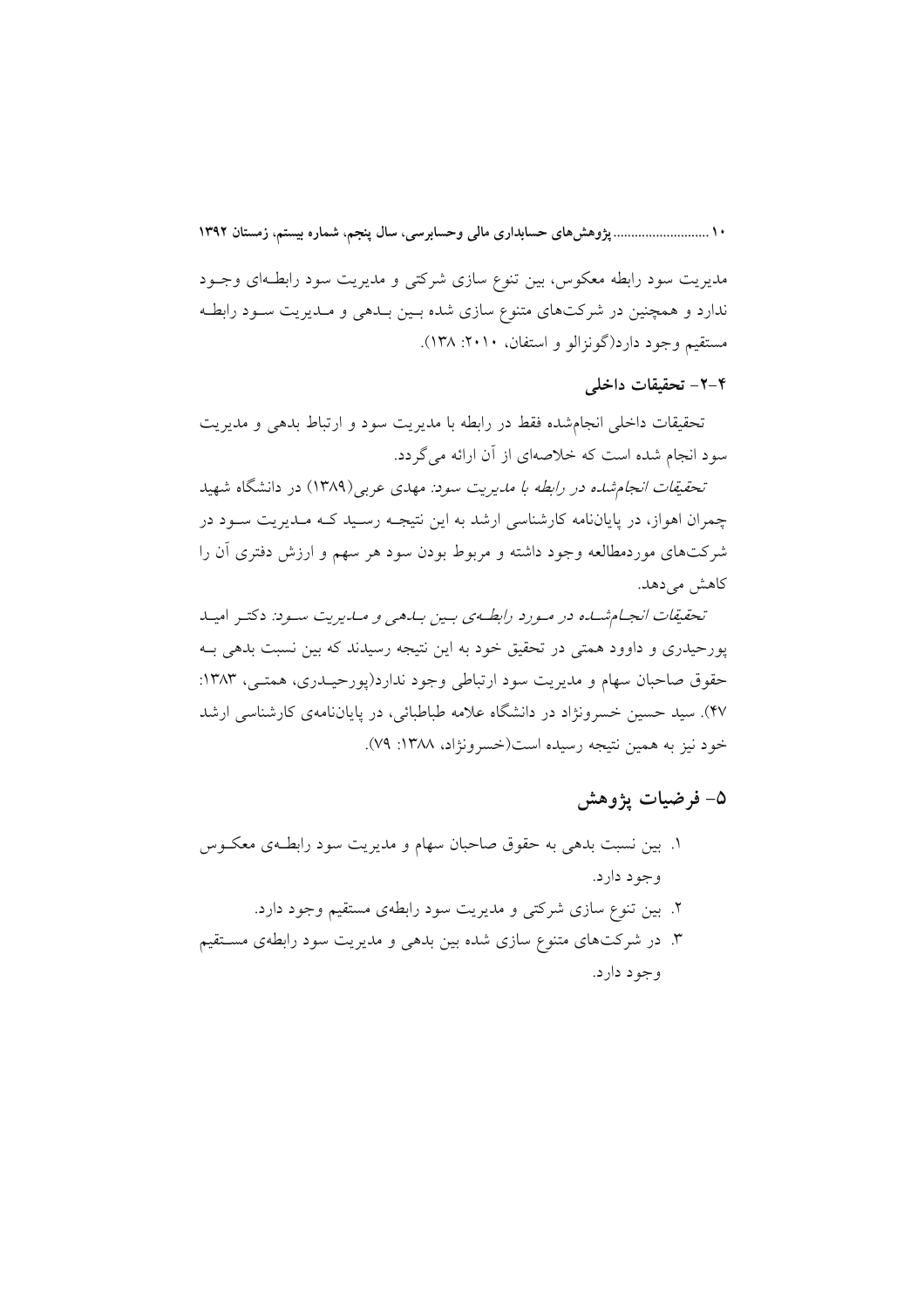مدیریت سود رابطه معکوس، بین تنوع سازی شرکتی و مدیریت سود رابطه‌ای وجود ندارد و همچنین در شرکت‌های متنوع سازی شده بین بدهی و مدیریت سود رابطه مستقیم وجود دارد(گونزالو و استفان، ۲۰۱۰: ۱۳۸).

### ۴-۲- تحقیقات داخلی

تحقیقات داخلی انجام‌شده فقط در رابطه با مدیریت سود و ارتباط بدهی و مدیریت سود انجام شده است که خلاصه‌ای از آن ارائه می‌گردد.

*تحقیقات انجام‌شده در رابطه با مدیریت سود:* مهدی عربی(۱۳۸۹) در دانشگاه شهید چمران اهواز، در پایان‌نامه کارشناسی ارشد به این نتیجه رسید که مدیریت سود در شرکت‌های موردمطالعه وجود داشته و مربوط بودن سود هر سهم و ارزش دفتری آن را کاهش می‌دهد.

*تحقیقات انجام‌شده در مورد رابطه‌ی بین بدهی و مدیریت سود:* دکتر امید پورحیدری و داوود همتی در تحقیق خود به این نتیجه رسیدند که بین نسبت بدهی به حقوق صاحبان سهام و مدیریت سود ارتباطی وجود ندارد(پورحیدری، همتی، ۱۳۸۳: ۴۷). سید حسین خسرونژاد در دانشگاه علامه طباطبائی، در پایان‌نامه‌ی کارشناسی ارشد خود نیز به همین نتیجه رسیده است(خسرونژاد، ۱۳۸۸: ۷۹).

## ۵- فرضیات پژوهش

۱. بین نسبت بدهی به حقوق صاحبان سهام و مدیریت سود رابطه‌ی معکوس وجود دارد.

۲. بین تنوع سازی شرکتی و مدیریت سود رابطه‌ی مستقیم وجود دارد.

۳. در شرکت‌های متنوع سازی شده بین بدهی و مدیریت سود رابطه‌ی مستقیم وجود دارد.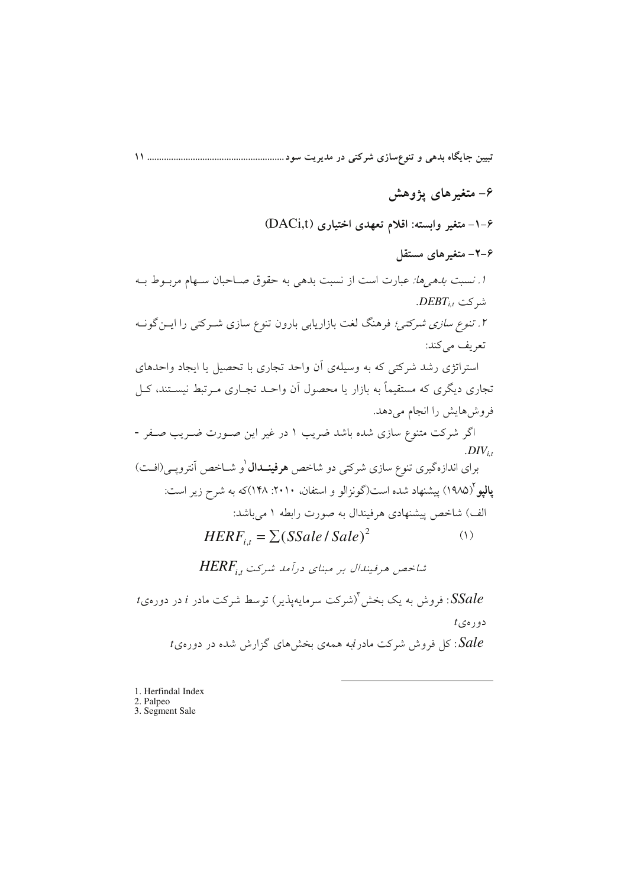## ۶- متغیرهای پژوهش

### ۶-۱- متغیر وابسته: اقلام تعهدی اختیاری (DACi,t)

### ۶-۲- متغیرهای مستقل

۱. *نسبت بدهی‌ها:* عبارت است از نسبت بدهی به حقوق صاحبان سهام مربوط به شرکت $DEBT_{i,t}$.

۲. *تنوع سازی شرکتی؛* فرهنگ لغت بازاریابی بارون تنوع سازی شرکتی را این‌گونه تعریف می‌کند:

استراتژی رشد شرکتی که به وسیله‌ی آن واحد تجاری با تحصیل یا ایجاد واحدهای تجاری دیگری که مستقیماً به بازار یا محصول آن واحد تجاری مرتبط نیستند، کل فروش‌هایش را انجام می‌دهد.

اگر شرکت متنوع سازی شده باشد ضریب ۱ در غیر این صورت ضریب صفر - $DIV_{i,t}$.

برای اندازه‌گیری تنوع سازی شرکتی دو شاخص **هرفیندال**[1] و شاخص آنتروپی(افت) **پالپو**[2](۱۹۸۵) پیشنهاد شده است(گونزالو و استفان، ۲۰۱۰: ۱۴۸)که به شرح زیر است:

الف) شاخص پیشنهادی هرفیندال به صورت رابطه ۱ می‌باشد:

$$HERF_{i,t} = \sum(SSale / Sale)^2 \qquad (1)$$

*شاخص هرفیندال بر مبنای درآمد شرکت* $HERF_{i,t}$

$SSale$: فروش به یک بخش[3](شرکت سرمایه‌پذیر) توسط شرکت مادر $i$ در دوره‌ی $t$ دوره‌ی $t$

$Sale$: کل فروش شرکت مادر $i$ به همه‌ی بخش‌های گزارش شده در دوره‌ی $t$

---

1. Herfindal Index
2. Palpeo
3. Segment Sale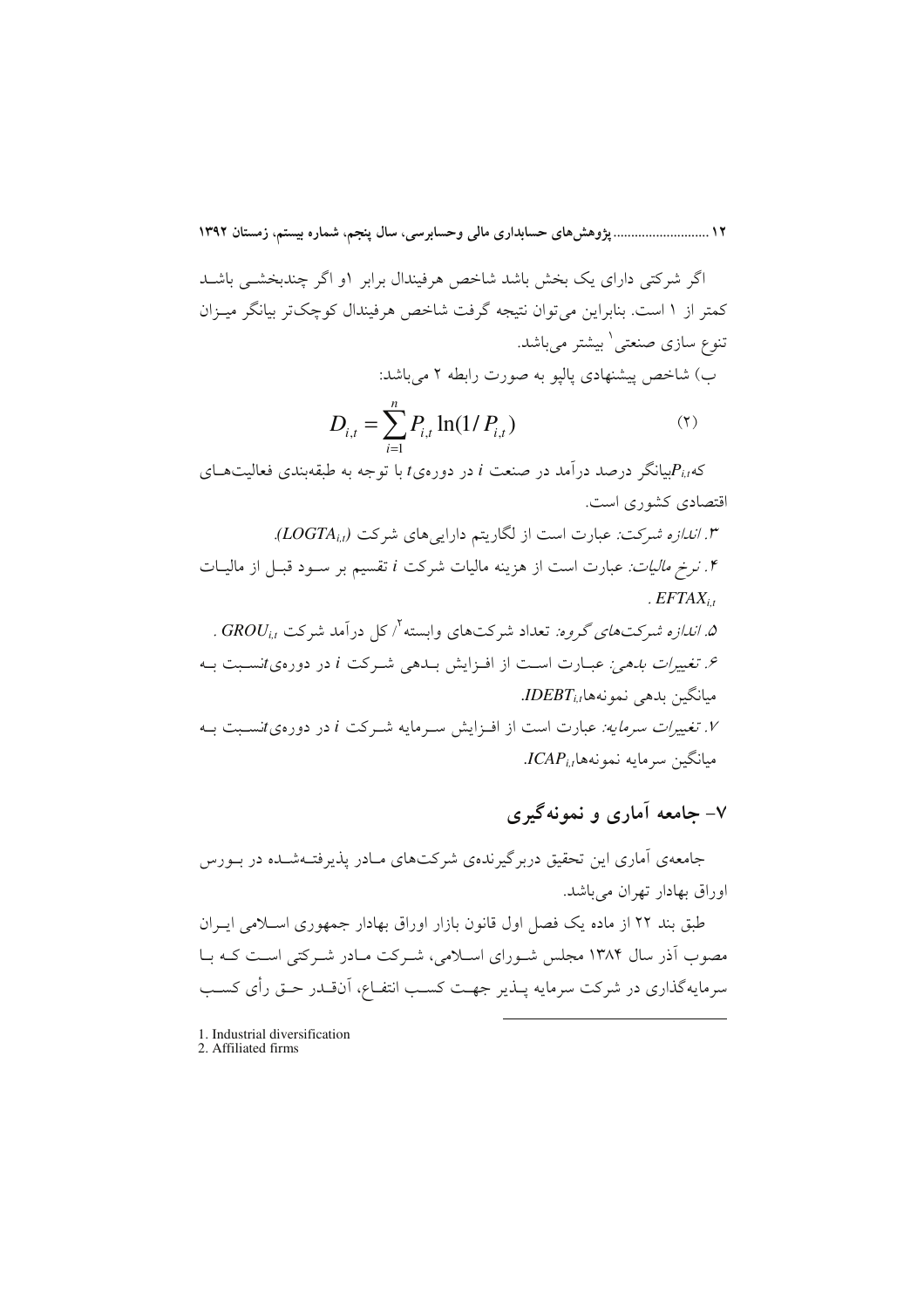اگر شرکتی دارای یک بخش باشد شاخص هرفیندال برابر ۱و اگر چندبخشی باشد کمتر از ۱ است. بنابراین می‌توان نتیجه گرفت شاخص هرفیندال کوچک‌تر بیانگر میزان تنوع سازی صنعتی[1] بیشتر می‌باشد.

ب) شاخص پیشنهادی پالپو به صورت رابطه ۲ می‌باشد:

$$D_{i,t} = \sum_{i=1}^{n} P_{i,t} \ln(1/P_{i,t}) \qquad (۲)$$

که $P_{i,t}$بیانگر درصد درآمد در صنعت $i$ در دوره‌ی$t$ با توجه به طبقه‌بندی فعالیت‌های اقتصادی کشوری است.

۳. *اندازه شرکت:* عبارت است از لگاریتم دارایی‌های شرکت ($LOGTA_{i,t}$).

۴. *نرخ مالیات:* عبارت است از هزینه مالیات شرکت $i$ تقسیم بر سود قبل از مالیات $EFTAX_{i,t}$.

۵. *اندازه شرکت‌های گروه:* تعداد شرکت‌های وابسته[2]/ کل درآمد شرکت $GROU_{i,t}$ .

۶. *تغییرات بدهی:* عبارت است از افزایش بدهی شرکت $i$ در دوره‌ی$t$نسبت به میانگین بدهی نمونه‌ها$IDEBT_{i,t}$.

۷. *تغییرات سرمایه:* عبارت است از افزایش سرمایه شرکت $i$ در دوره‌ی$t$نسبت به میانگین سرمایه نمونه‌ها$ICAP_{i,t}$.

## ۷- جامعه آماری و نمونه‌گیری

جامعه‌ی آماری این تحقیق دربرگیرنده‌ی شرکت‌های مادر پذیرفته‌شده در بورس اوراق بهادار تهران می‌باشد.

طبق بند ۲۲ از ماده یک فصل اول قانون بازار اوراق بهادار جمهوری اسلامی ایران مصوب آذر سال ۱۳۸۴ مجلس شورای اسلامی، شرکت مادر شرکتی است که با سرمایه‌گذاری در شرکت سرمایه پذیر جهت کسب انتفاع، آن‌قدر حق رأی کسب

---

1. Industrial diversification
2. Affiliated firms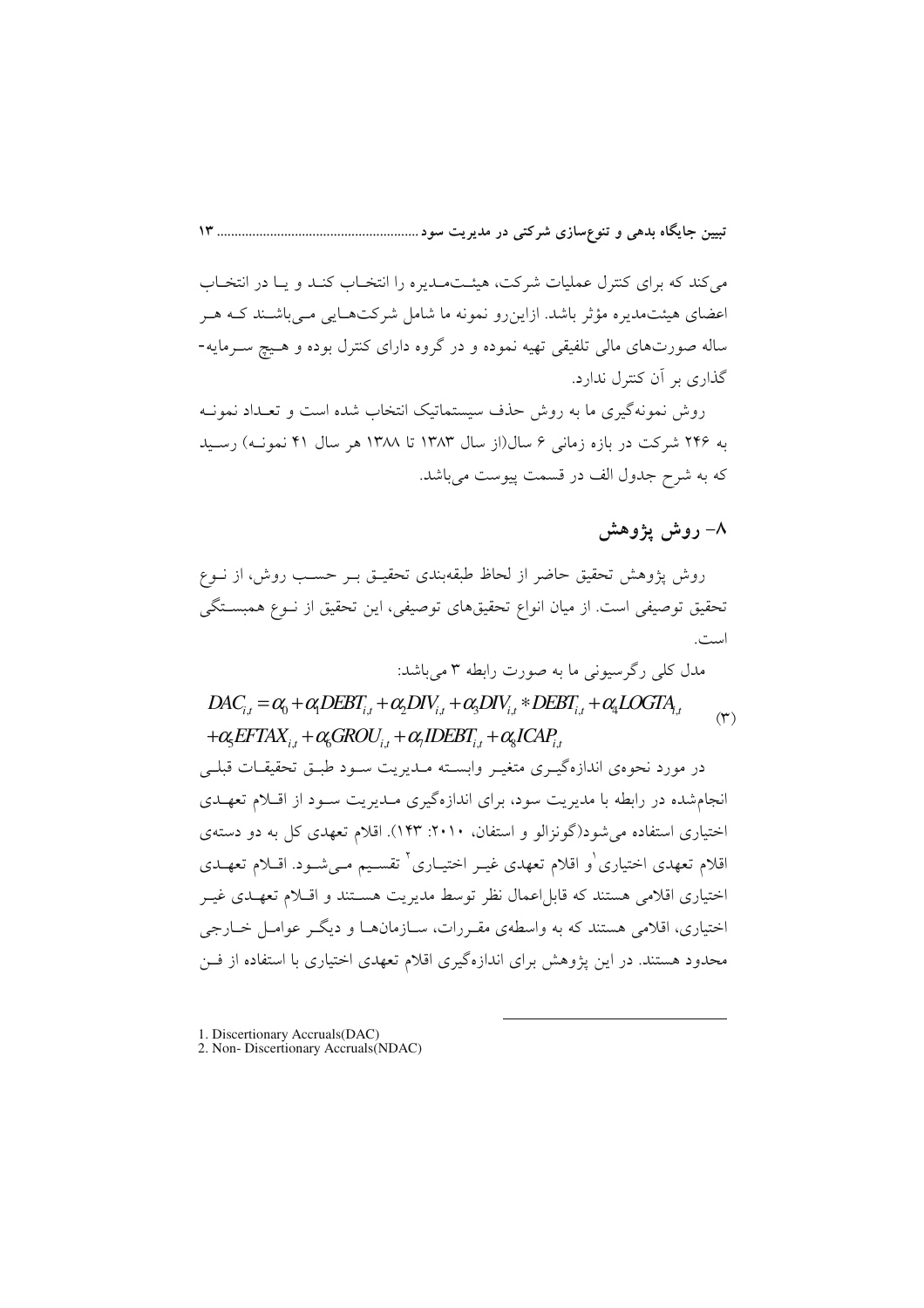می‌کند که برای کنترل عملیات شرکت، هیئت‌مدیره را انتخاب کند و یا در انتخاب اعضای هیئت‌مدیره مؤثر باشد. ازاین‌رو نمونه ما شامل شرکت‌هایی می‌باشند که هر ساله صورت‌های مالی تلفیقی تهیه نموده و در گروه دارای کنترل بوده و هیچ سرمایه-گذاری بر آن کنترل ندارد.

روش نمونه‌گیری ما به روش حذف سیستماتیک انتخاب شده است و تعداد نمونه به ۲۴۶ شرکت در بازه زمانی ۶ سال(از سال ۱۳۸۳ تا ۱۳۸۸ هر سال ۴۱ نمونه) رسید که به شرح جدول الف در قسمت پیوست می‌باشد.

## ۸- روش پژوهش

روش پژوهش تحقیق حاضر از لحاظ طبقه‌بندی تحقیق بر حسب روش، از نوع تحقیق توصیفی است. از میان انواع تحقیق‌های توصیفی، این تحقیق از نوع همبستگی است.

مدل کلی رگرسیونی ما به صورت رابطه ۳ می‌باشد:

$$DAC_{i,t} = \alpha_0 + \alpha_1 DEBT_{i,t} + \alpha_2 DIV_{i,t} + \alpha_3 DIV_{i,t} * DEBT_{i,t} + \alpha_4 LOGTA_{i,t} + \alpha_5 EFTAX_{i,t} + \alpha_6 GROU_{i,t} + \alpha_7 IDEBT_{i,t} + \alpha_8 ICAP_{i,t} \quad (۳)$$

در مورد نحوه‌ی اندازه‌گیری متغیر وابسته مدیریت سود طبق تحقیقات قبلی انجام‌شده در رابطه با مدیریت سود، برای اندازه‌گیری مدیریت سود از اقلام تعهدی اختیاری استفاده می‌شود(گونزالو و استفان، ۲۰۱۰: ۱۴۳). اقلام تعهدی کل به دو دسته‌ی اقلام تعهدی اختیاری[1] و اقلام تعهدی غیر اختیاری[2] تقسیم می‌شود. اقلام تعهدی اختیاری اقلامی هستند که قابل‌اعمال نظر توسط مدیریت هستند و اقلام تعهدی غیر اختیاری، اقلامی هستند که به واسطه‌ی مقررات، سازمان‌ها و دیگر عوامل خارجی محدود هستند. در این پژوهش برای اندازه‌گیری اقلام تعهدی اختیاری با استفاده از فن

---

1. Discertionary Accruals(DAC)
2. Non- Discertionary Accruals(NDAC)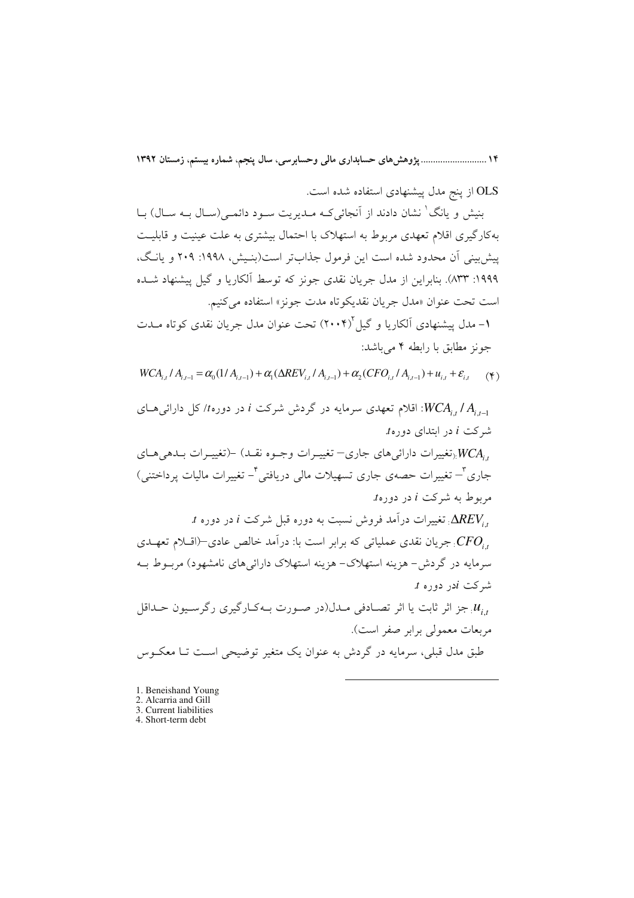OLS از پنج مدل پیشنهادی استفاده شده است.

بنیش و یانگ[1] نشان دادند از آنجائی‌که مـدیریت سـود دائمـی(سـال بـه سـال) بـا به‌کارگیری اقلام تعهدی مربوط به استهلاک با احتمال بیشتری به علت عینیت و قابلیـت پیش‌بینی آن محدود شده است این فرمول جذاب‌تر است(بنـیش، ۱۹۹۸: ۲۰۹ و یانـگ، ۱۹۹۹: ۸۳۳). بنابراین از مدل جریان نقدی جونز که توسط آلکاریا و گیل پیشنهاد شـده است تحت عنوان «مدل جریان نقدیکوتاه مدت جونز» استفاده می‌کنیم.

۱- مدل پیشنهادی آلکاریا و گیل[2](۲۰۰۴) تحت عنوان مدل جریان نقدی کوتاه مـدت جونز مطابق با رابطه ۴ می‌باشد:

$$WCA_{i,t} / A_{i,t-1} = \alpha_0 (1/A_{i,t-1}) + \alpha_1 (\Delta REV_{i,t} / A_{i,t-1}) + \alpha_2 (CFO_{i,t} / A_{i,t-1}) + u_{i,t} + \varepsilon_{i,t} \qquad (۴)$$

$WCA_{i,t} / A_{i,t-1}$: اقلام تعهدی سرمایه در گردش شرکت $i$ در دوره$t$/ کل دارائی‌هـای شرکت $i$ در ابتدای دوره$t$.

$WCA_{i,t}$:(تغییرات دارائی‌های جاری– تغییـرات وجـوه نقـد) –(تغییـرات بـدهی‌هـای جاری[3]– تغییرات حصه‌ی جاری تسهیلات مالی دریافتی[4]– تغییرات مالیات پرداختنی) مربوط به شرکت $i$ در دوره$t$.

$\Delta REV_{i,t}$: تغییرات درآمد فروش نسبت به دوره قبل شرکت $i$ در دوره $t$.

$CFO_{i,t}$: جریان نقدی عملیاتی که برابر است با: درآمد خالص عادی–(اقـلام تعهـدی سرمایه در گردش– هزینه استهلاک– هزینه استهلاک دارائی‌های نامشهود) مربـوط بـه شرکت $i$در دوره $t$.

$u_{i,t}$: جز اثر ثابت یا اثر تصـادفی مـدل(در صـورت بـه‌کـارگیری رگرسـیون حـداقل مربعات معمولی برابر صفر است).

طبق مدل قبلی، سرمایه در گردش به عنوان یک متغیر توضیحی اسـت تـا معکـوس

---

1. Beneishand Young
2. Alcarria and Gill
3. Current liabilities
4. Short-term debt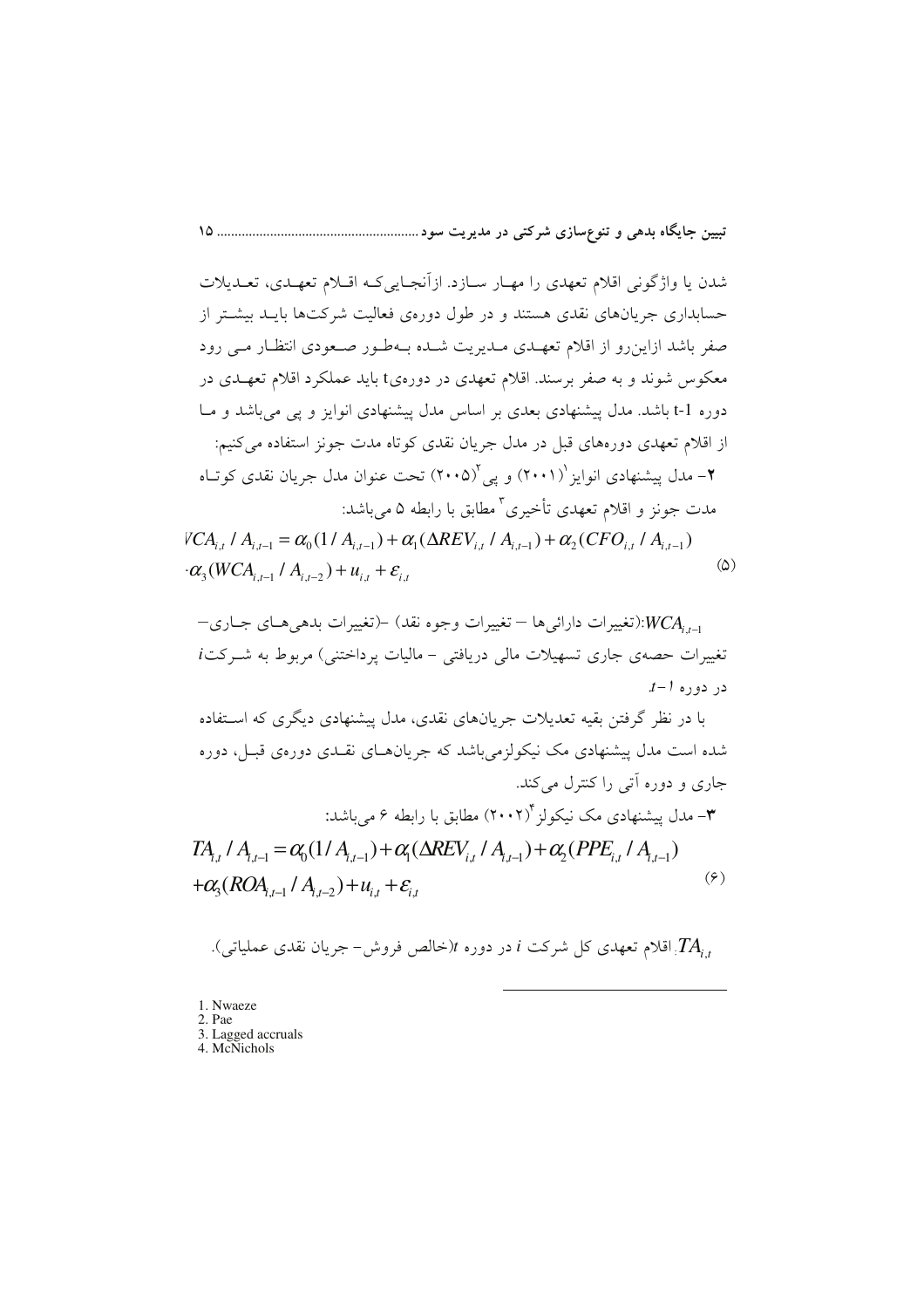شدن یا واژگونی اقلام تعهدی را مهـار سـازد. ازآنجـاییکـه اقـلام تعهـدی، تعـدیلات حسابداری جریان‌های نقدی هستند و در طول دوره‌ی فعالیت شرکت‌ها بایـد بیشـتر از صفر باشد ازاین‌رو از اقلام تعهـدی مـدیریت شـده بـه‌طـور صـعودی انتظـار مـی رود معکوس شوند و به صفر برسند. اقلام تعهدی در دوره‌ی t باید عملکرد اقلام تعهـدی در دوره t-1 باشد. مدل پیشنهادی بعدی بر اساس مدل پیشنهادی انوایز و پی می‌باشد و مـا از اقلام تعهدی دوره‌های قبل در مدل جریان نقدی کوتاه مدت جونز استفاده می‌کنیم:

۲- مدل پیشنهادی انوایز[1] (۲۰۰۱) و پی[2] (۲۰۰۵) تحت عنوان مدل جریان نقدی کوتـاه مدت جونز و اقلام تعهدی تأخیری[3] مطابق با رابطه ۵ می‌باشد:

$$WCA_{i,t} / A_{i,t-1} = \alpha_0(1 / A_{i,t-1}) + \alpha_1(\Delta REV_{i,t} / A_{i,t-1}) + \alpha_2(CFO_{i,t} / A_{i,t-1}) + \alpha_3(WCA_{i,t-1} / A_{i,t-2}) + u_{i,t} + \varepsilon_{i,t} \qquad (5)$$

$WCA_{i,t-1}$:(تغییرات دارائی‌ها – تغییرات وجوه نقد) –(تغییرات بدهی‌هـای جـاری– تغییرات حصه‌ی جاری تسهیلات مالی دریافتی – مالیات پرداختنی) مربوط به شـرکت $i$ در دوره $t-1$.

با در نظر گرفتن بقیه تعدیلات جریان‌های نقدی، مدل پیشنهادی دیگری که اسـتفاده شده است مدل پیشنهادی مک نیکولزمی‌باشد که جریان‌هـای نقـدی دوره‌ی قبـل، دوره جاری و دوره آتی را کنترل می‌کند.

۳- مدل پیشنهادی مک نیکولز[4] (۲۰۰۲) مطابق با رابطه ۶ می‌باشد:

$$TA_{i,t} / A_{i,t-1} = \alpha_0(1 / A_{i,t-1}) + \alpha_1(\Delta REV_{i,t} / A_{i,t-1}) + \alpha_2(PPE_{i,t} / A_{i,t-1}) + \alpha_3(ROA_{i,t-1} / A_{i,t-2}) + u_{i,t} + \varepsilon_{i,t} \qquad (6)$$

$TA_{i,t}$: اقلام تعهدی کل شرکت $i$ در دوره $t$(خالص فروش- جریان نقدی عملیاتی).

---

1. Nwaeze
2. Pae
3. Lagged accruals
4. McNichols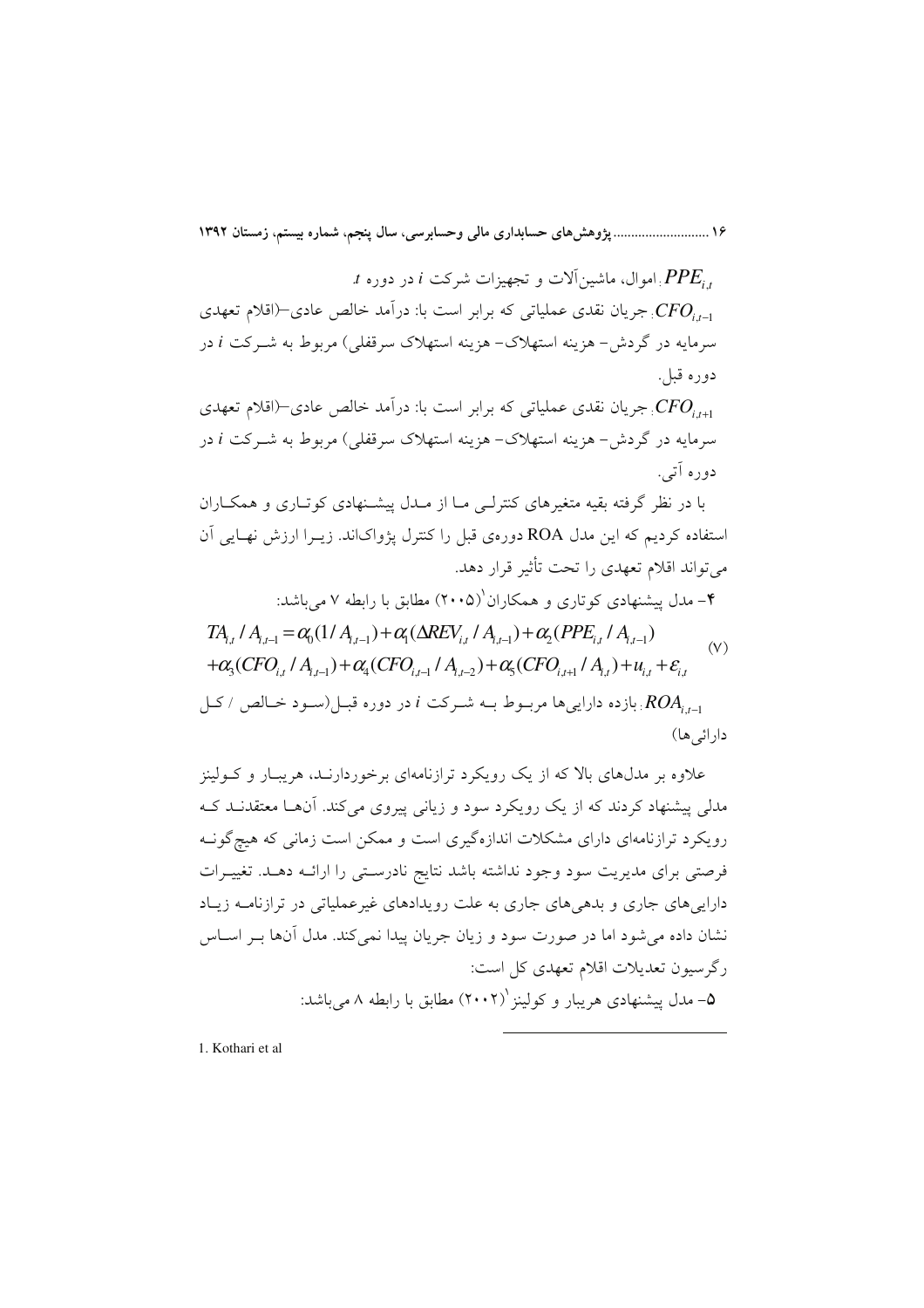$PPE_{i,t}$: اموال، ماشین‌آلات و تجهیزات شرکت $i$ در دوره $t$.

$CFO_{i,t-1}$: جریان نقدی عملیاتی که برابر است با: درآمد خالص عادی–(اقلام تعهدی سرمایه در گردش– هزینه استهلاک– هزینه استهلاک سرقفلی) مربوط به شرکت $i$ در دوره قبل.

$CFO_{i,t+1}$: جریان نقدی عملیاتی که برابر است با: درآمد خالص عادی–(اقلام تعهدی سرمایه در گردش– هزینه استهلاک– هزینه استهلاک سرقفلی) مربوط به شرکت $i$ در دوره آتی.

با در نظر گرفته بقیه متغیرهای کنترلی ما از مدل پیشنهادی کوتاری و همکاران استفاده کردیم که این مدل ROA دوره‌ی قبل را کنترل پژواک‌اند. زیرا ارزش نهایی آن می‌تواند اقلام تعهدی را تحت تأثیر قرار دهد.

۴- مدل پیشنهادی کوتاری و همکاران[1] (۲۰۰۵) مطابق با رابطه ۷ می‌باشد:

$$TA_{i,t}/A_{i,t-1}=\alpha_0(1/A_{i,t-1})+\alpha_1(\Delta REV_{i,t}/A_{i,t-1})+\alpha_2(PPE_{i,t}/A_{i,t-1})$$
$$+\alpha_3(CFO_{i,t}/A_{i,t-1})+\alpha_4(CFO_{i,t-1}/A_{i,t-2})+\alpha_5(CFO_{i,t+1}/A_{i,t})+u_{i,t}+\varepsilon_{i,t} \qquad (۷)$$

$ROA_{i,t-1}$: بازده دارایی‌ها مربوط به شرکت $i$ در دوره قبل(سود خالص / کل دارائی‌ها)

علاوه بر مدل‌های بالا که از یک رویکرد ترازنامه‌ای برخوردارند، هریبار و کولینز مدلی پیشنهاد کردند که از یک رویکرد سود و زیانی پیروی می‌کند. آنها معتقدند که رویکرد ترازنامه‌ای دارای مشکلات اندازه‌گیری است و ممکن است زمانی که هیچ‌گونه فرصتی برای مدیریت سود وجود نداشته باشد نتایج نادرستی را ارائه دهد. تغییرات دارایی‌های جاری و بدهی‌های جاری به علت رویدادهای غیرعملیاتی در ترازنامه زیاد نشان داده می‌شود اما در صورت سود و زیان جریان پیدا نمی‌کند. مدل آنها بر اساس رگرسیون تعدیلات اقلام تعهدی کل است:

۵- مدل پیشنهادی هریبار و کولینز[1] (۲۰۰۲) مطابق با رابطه ۸ می‌باشد:

---

1. Kothari et al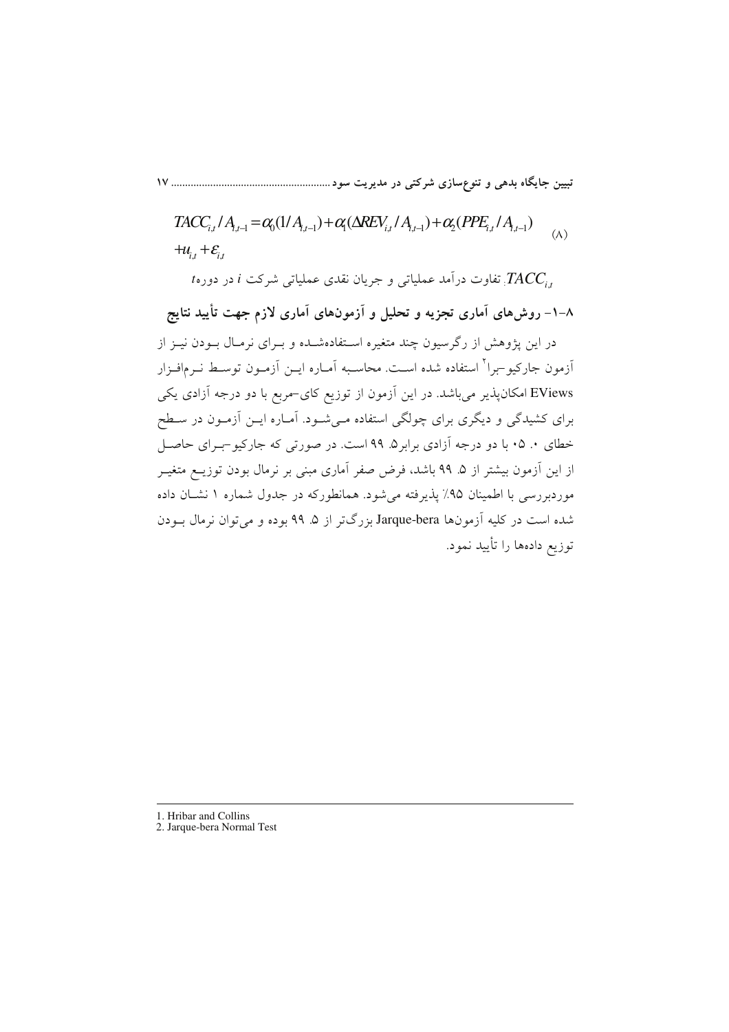$$TACC_{i,t}/A_{i,t-1} = \alpha_0(1/A_{i,t-1}) + \alpha_1(\Delta REV_{i,t}/A_{i,t-1}) + \alpha_2(PPE_{i,t}/A_{i,t-1}) + u_{i,t} + \varepsilon_{i,t} \quad (\text{۸})$$

$TACC_{i,t}$: تفاوت درآمد عملیاتی و جریان نقدی عملیاتی شرکت $i$ در دوره $t$

### ۸-۱- روش‌های آماری تجزیه و تحلیل و آزمون‌های آماری لازم جهت تأیید نتایج

در این پژوهش از رگرسیون چند متغیره استفاده‌شده و برای نرمال بودن نیز از آزمون جارکیو-برا[2] استفاده شده است. محاسبه آماره این آزمون توسط نرم‌افزار EViews امکان‌پذیر می‌باشد. در این آزمون از توزیع کای-مربع با دو درجه آزادی یکی برای کشیدگی و دیگری برای چولگی استفاده می‌شود. آماره این آزمون در سطح خطای ۰.۰۵ با دو درجه آزادی برابر۵.۹۹ است. در صورتی که جارکیو-برای حاصل از این آزمون بیشتر از ۵.۹۹ باشد، فرض صفر آماری مبنی بر نرمال بودن توزیع متغیر موردبررسی با اطمینان ۹۵٪ پذیرفته می‌شود. همانطورکه در جدول شماره ۱ نشان داده شده است در کلیه آزمون‌ها Jarque-bera بزرگ‌تر از ۵.۹۹ بوده و می‌توان نرمال بودن توزیع داده‌ها را تأیید نمود.

---

1. Hribar and Collins
2. Jarque-bera Normal Test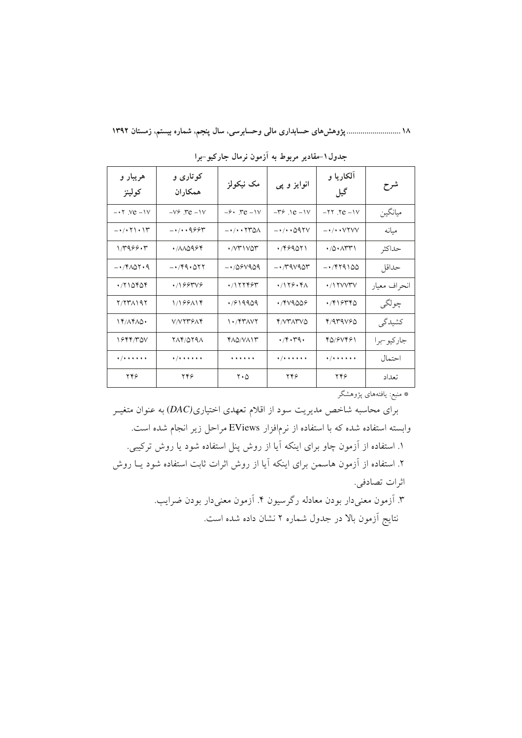جدول۱-مقادیر مربوط به آزمون نرمال جارکیو-برا

| شرح | آلکاریا و گیل | انوایز و پی | مک نیکولز | کوتاری و همکاران | هریبار و کولینز |
|---|---|---|---|---|---|
| میانگین | -۲۲ .۲e -۱۷ | -۳۶ .۱e -۱۷ | -۶۰ .۳e -۱۷ | -۷۶ .۳e -۱۷ | -۰۲ .۷e -۱۷ |
| میانه | -۰/۰۰۷۲۷۷ | -۰/۰۰۵۹۲۷ | -۰/۰۰۲۳۵۸ | -۰/۰۰۹۶۶۳ | -۰/۰۲۱۰۱۳ |
| حداکثر | ۰/۵۰۸۳۳۱ | ۰/۴۶۹۵۲۱ | ۰/۷۳۱۷۵۳ | ۰/۸۸۵۹۶۴ | ۱/۳۹۶۶۰۳ |
| حداقل | -۰/۴۲۹۱۵۵ | -۰/۳۹۷۹۵۳ | -۰/۵۶۷۹۵۹ | -۰/۴۹۰۵۲۲ | -۰/۴۸۵۲۰۹ |
| انحراف معیار | ۰/۱۲۷۷۳۷ | ۰/۱۲۶۰۴۸ | ۰/۱۲۲۴۶۳ | ۰/۱۶۶۳۷۶ | ۰/۲۱۵۴۵۴ |
| چولگی | ۰/۴۱۶۳۴۵ | ۰/۴۷۹۵۵۶ | ۰/۶۱۹۹۵۹ | ۱/۱۶۶۸۱۴ | ۲/۲۳۸۱۹۲ |
| کشیدگی | ۴/۹۳۹۷۶۵ | ۴/۷۳۸۳۷۵ | ۱۰/۴۳۸۷۲ | ۷/۷۲۳۶۸۴ | ۱۴/۸۴۸۵۰ |
| جارکیو-برا | ۴۵/۶۷۴۶۱ | ۰/۴۰۳۹۰ | ۴۸۵/۷۸۱۳ | ۲۸۴/۵۲۹۸ | ۱۶۴۴/۳۵۷ |
| احتمال | ۰/۰۰۰۰۰۰ | ۰/۰۰۰۰۰۰ | ۰۰۰۰۰۰ | ۰/۰۰۰۰۰۰ | ۰/۰۰۰۰۰۰ |
| تعداد | ۲۴۶ | ۲۴۶ | ۲۰۵ | ۲۴۶ | ۲۴۶ |

* منبع: یافته‌های پژوهشگر

برای محاسبه شاخص مدیریت سود از اقلام تعهدی اختیاری($DAC$) به عنوان متغیر وابسته استفاده شده که با استفاده از نرم‌افزار EViews مراحل زیر انجام شده است.

۱. استفاده از آزمون چاو برای اینکه آیا از روش پنل استفاده شود یا روش ترکیبی.

۲. استفاده از آزمون هاسمن برای اینکه آیا از روش اثرات ثابت استفاده شود یـا روش اثرات تصادفی.

۳. آزمون معنی‌دار بودن معادله رگرسیون ۴. آزمون معنی‌دار بودن ضرایب.

نتایج آزمون بالا در جدول شماره ۲ نشان داده شده است.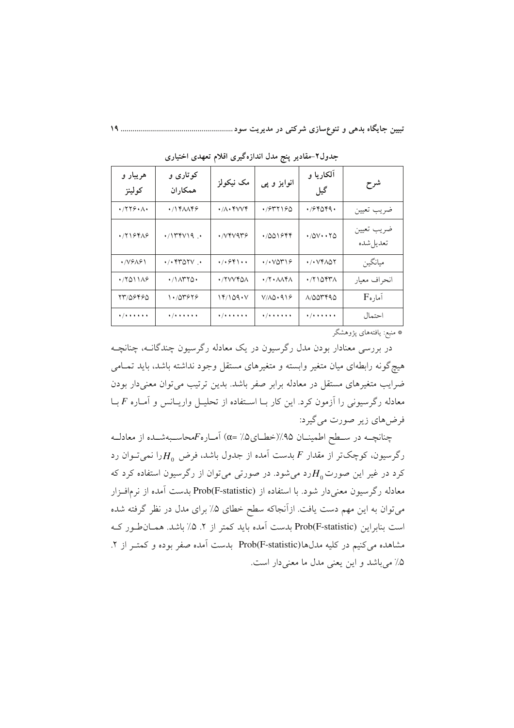جدول۲-مقادیر پنج مدل اندازه‌گیری اقلام تعهدی اختیاری

| شرح | آلکاریا و گیل | انوایز و پی | مک نیکولز | کوتاری و همکاران | هریبار و کولینز |
|---|---|---|---|---|---|
| ضریب تعیین | ۰/۶۴۵۴۹۰ | ۰/۶۳۲۱۶۵ | ۰/۸۰۴۷۷۴ | ۰/۱۴۸۸۴۶ | ۰/۲۲۶۰۸۰ |
| ضریب تعیین تعدیل‌شده | ۰/۵۷۰۰۲۵ | ۰/۵۵۱۶۴۴ | ۰/۷۴۷۹۳۶ | ۰/۱۳۴۷۱۹ .۰ | ۰/۲۱۶۴۸۶ |
| میانگین | ۰/۰۷۴۸۵۲ | ۰/۰۷۵۳۱۶ | ۰/۰۶۴۱۰۰ | ۰/۰۴۳۵۲۷ .۰ | ۰/۷۶۸۶۱ |
| انحراف معیار | ۰/۲۱۵۴۳۸ | ۰/۲۰۸۸۴۸ | ۰/۲۷۷۷۴۵۸ | ۰/۱۸۳۲۵۰ | ۰/۲۵۱۱۸۶ |
| آماره F | ۸/۵۵۳۴۹۵ | ۷/۸۵۰۹۱۶ | ۱۴/۱۵۹۰۷ | ۱۰/۵۳۶۲۶ | ۲۳/۵۶۴۶۵ |
| احتمال | ۰/۰۰۰۰۰۰ | ۰/۰۰۰۰۰۰ | ۰/۰۰۰۰۰۰ | ۰/۰۰۰۰۰۰ | ۰/۰۰۰۰۰۰ |

* منبع: یافته‌های پژوهشگر

در بررسی معنادار بودن مدل رگرسیون در یک معادله رگرسیون چندگانـه، چنانچـه هیچ‌گونه رابطه‌ای میان متغیر وابسته و متغیرهای مستقل وجود نداشته باشد، باید تمـامی ضرایب متغیرهای مستقل در معادله برابر صفر باشد. بدین ترتیب می‌توان معنی‌دار بودن معادله رگرسیونی را آزمون کرد. این کار بـا اسـتفاده از تحلیـل واریـانس و آمـاره $F$ بـا فرض‌های زیر صورت می‌گیرد:

چنانچـه در سـطح اطمینـان ۹۵٪(خطـای۵٪ =α) آمـاره$F$محاسـبه‌شـده از معادلـه رگرسیون، کوچک‌تر از مقدار $F$ بدست آمده از جدول باشد، فرض $H_0$ را نمی‌تـوان رد کرد در غیر این صورت$H_0$رد می‌شود. در صورتی می‌توان از رگرسیون استفاده کرد که معادله رگرسیون معنی‌دار شود. با استفاده از Prob(F-statistic) بدست آمده از نرم‌افـزار می‌توان به این مهم دست یافت. ازآنجاکه سطح خطای ۵٪ برای مدل در نظر گرفته شده است بنابراین Prob(F-statistic) بدست آمده باید کمتر از ۲. ۵٪ باشد. همـان‌طـور کـه مشاهده می‌کنیم در کلیه مدل‌ها(Prob(F-statistic بدست آمده صفر بوده و کمتـر از ۲. ۵٪ می‌باشد و این یعنی مدل ما معنی‌دار است.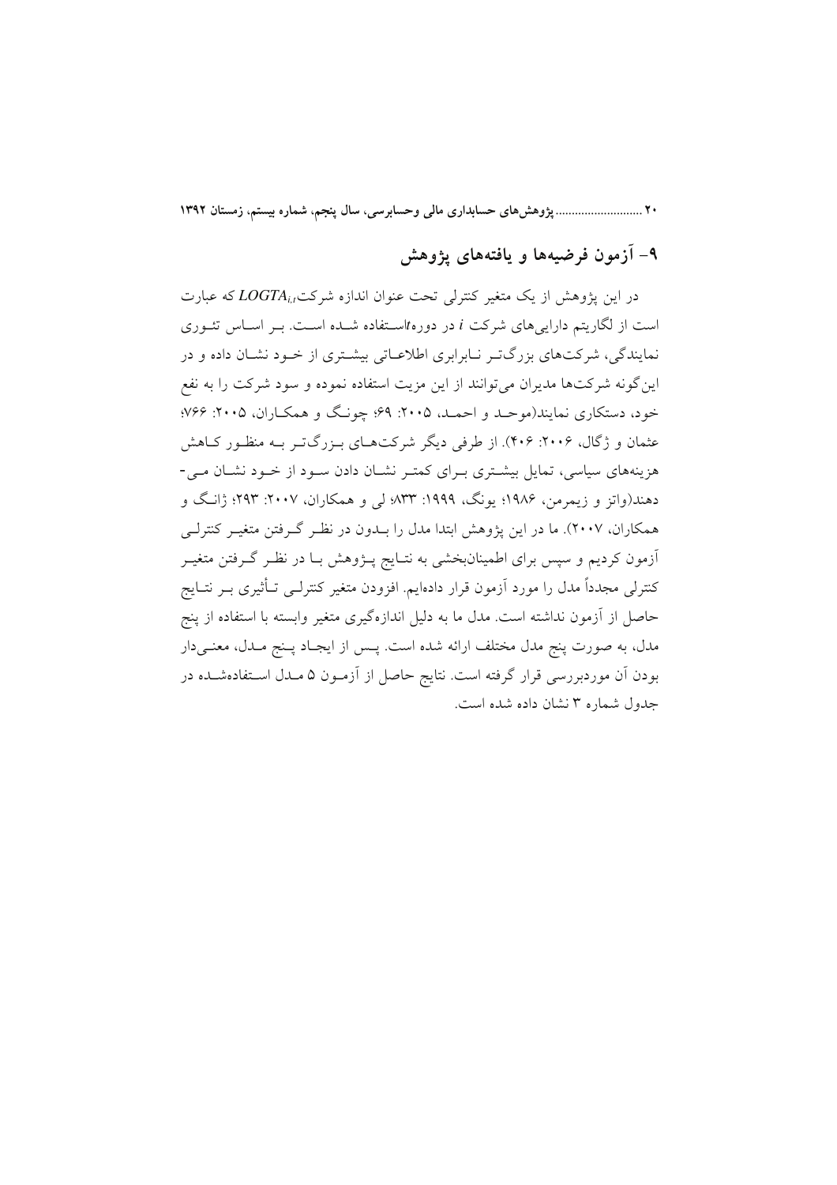## ۹- آزمون فرضیه‌ها و یافته‌های پژوهش

در این پژوهش از یک متغیر کنترلی تحت عنوان اندازه شرکت$LOGTA_{i,t}$ که عبارت است از لگاریتم دارایی‌های شرکت $i$ در دوره$t$استفاده شده است. بر اساس تئوری نمایندگی، شرکت‌های بزرگ‌تر نابرابری اطلاعاتی بیشتری از خود نشان داده و در این‌گونه شرکت‌ها مدیران می‌توانند از این مزیت استفاده نموده و سود شرکت را به نفع خود، دستکاری نمایند(موحد و احمد، ۲۰۰۵: ۶۹؛ چونگ و همکاران، ۲۰۰۵: ۷۶۶؛ عثمان و ژگال، ۲۰۰۶: ۴۰۶). از طرفی دیگر شرکت‌های بزرگ‌تر به منظور کاهش هزینه‌های سیاسی، تمایل بیشتری برای کمتر نشان دادن سود از خود نشان می‌دهند(واتز و زیمرمن، ۱۹۸۶؛ یونگ، ۱۹۹۹: ۸۳۳؛ لی و همکاران، ۲۰۰۷: ۲۹۳؛ ژانگ و همکاران، ۲۰۰۷). ما در این پژوهش ابتدا مدل را بدون در نظر گرفتن متغیر کنترلی آزمون کردیم و سپس برای اطمینان‌بخشی به نتایج پژوهش با در نظر گرفتن متغیر کنترلی مجدداً مدل را مورد آزمون قرار داده‌ایم. افزودن متغیر کنترلی تأثیری بر نتایج حاصل از آزمون نداشته است. مدل ما به دلیل اندازه‌گیری متغیر وابسته با استفاده از پنج مدل، به صورت پنج مدل مختلف ارائه شده است. پس از ایجاد پنج مدل، معنی‌دار بودن آن موردبررسی قرار گرفته است. نتایج حاصل از آزمون ۵ مدل استفاده‌شده در جدول شماره ۳ نشان داده شده است.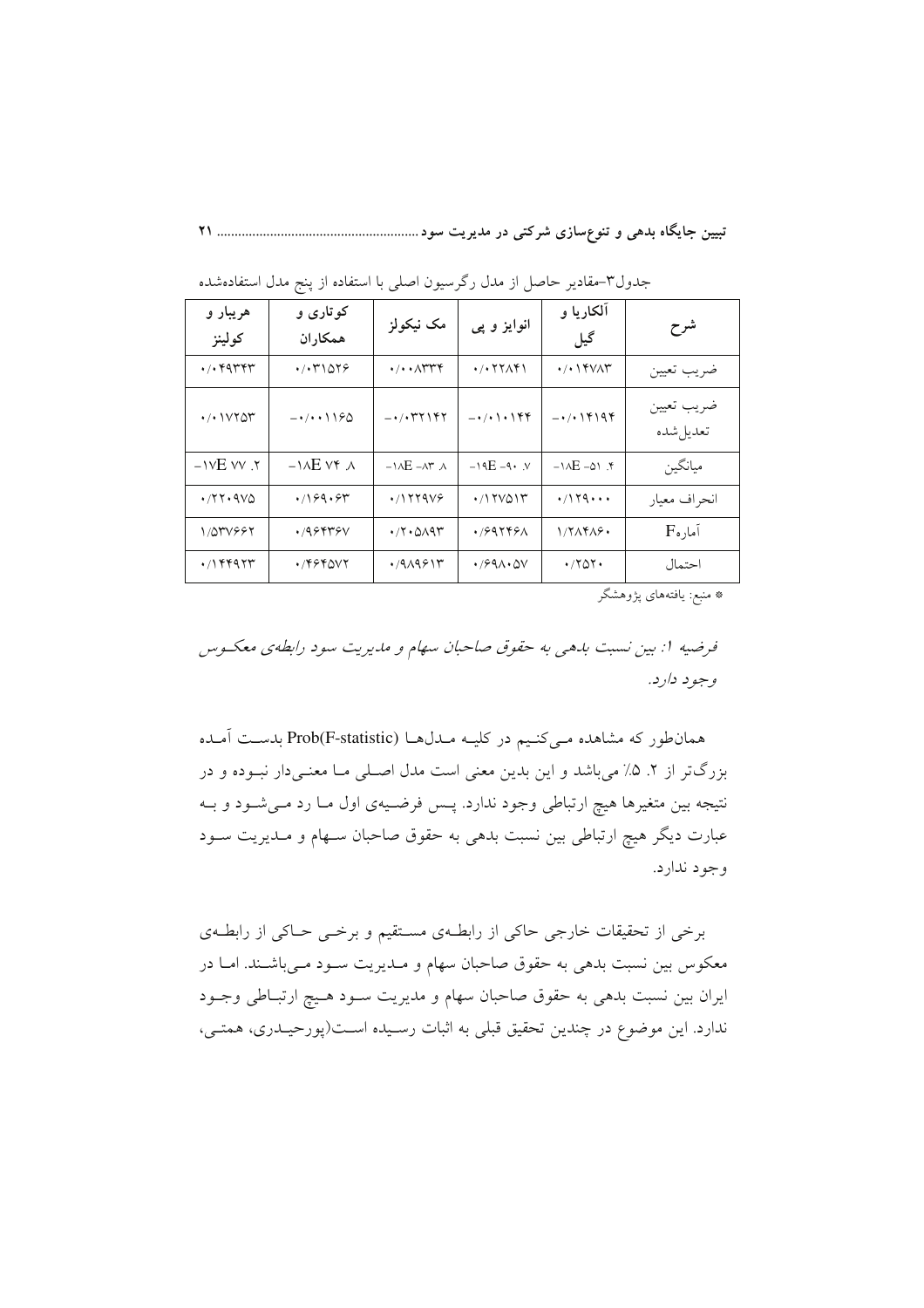جدول۳-مقادیر حاصل از مدل رگرسیون اصلی با استفاده از پنج مدل استفاده‌شده

| شرح | آلکاریا و گیل | انوایز و پی | مک نیکولز | کوتاری و همکاران | هریبار و کولینز |
|---|---|---|---|---|---|
| ضریب تعیین | ۰/۰۱۴۷۸۳ | ۰/۰۲۲۸۴۱ | ۰/۰۰۸۳۳۴ | ۰/۰۳۱۵۲۶ | ۰/۰۴۹۳۴۳ |
| ضریب تعیین تعدیل‌شده | ۰/۰۱۴۱۹۴- | ۰/۰۱۰۱۴۴- | ۰/۰۳۲۱۴۲- | ۰/۰۰۱۱۶۵- | ۰/۰۱۷۲۵۳ |
| میانگین | ۴. ۵۱- ۱۸E- | ۷. ۹۰- ۱۹E- | ۸. ۸۳- ۱۸E- | ۸. ۷۴ ۱۸E- | ۲. ۷۷ ۱۷E- |
| انحراف معیار | ۰/۱۲۹۰۰۰ | ۰/۱۲۷۵۱۳ | ۰/۱۲۲۹۷۶ | ۰/۱۶۹۰۶۳ | ۰/۲۲۰۹۷۵ |
| آماره F | ۱/۲۸۴۸۶۰ | ۰/۶۹۲۴۶۸ | ۰/۲۰۵۸۹۳ | ۰/۹۶۴۳۶۷ | ۱/۵۳۷۶۶۲ |
| احتمال | ۰/۲۵۲۰ | ۰/۶۹۸۰۵۷ | ۰/۹۸۹۶۱۳ | ۰/۴۶۴۵۷۲ | ۰/۱۴۴۹۲۳ |

\* منبع: یافته‌های پژوهشگر

*فرضیه ۱: بین نسبت بدهی به حقوق صاحبان سهام و مدیریت سود رابطه‌ی معکوس وجود دارد.*

همان‌طور که مشاهده می‌کنیم در کلیه مدل‌ها Prob(F-statistic) بدست آمده بزرگ‌تر از ۲. ۵٪ می‌باشد و این بدین معنی است مدل اصلی ما معنی‌دار نبوده و در نتیجه بین متغیرها هیچ ارتباطی وجود ندارد. پس فرضیه‌ی اول ما رد می‌شود و به عبارت دیگر هیچ ارتباطی بین نسبت بدهی به حقوق صاحبان سهام و مدیریت سود وجود ندارد.

برخی از تحقیقات خارجی حاکی از رابطه‌ی مستقیم و برخی حاکی از رابطه‌ی معکوس بین نسبت بدهی به حقوق صاحبان سهام و مدیریت سود می‌باشند. اما در ایران بین نسبت بدهی به حقوق صاحبان سهام و مدیریت سود هیچ ارتباطی وجود ندارد. این موضوع در چندین تحقیق قبلی به اثبات رسیده است(پورحیدری، همتی،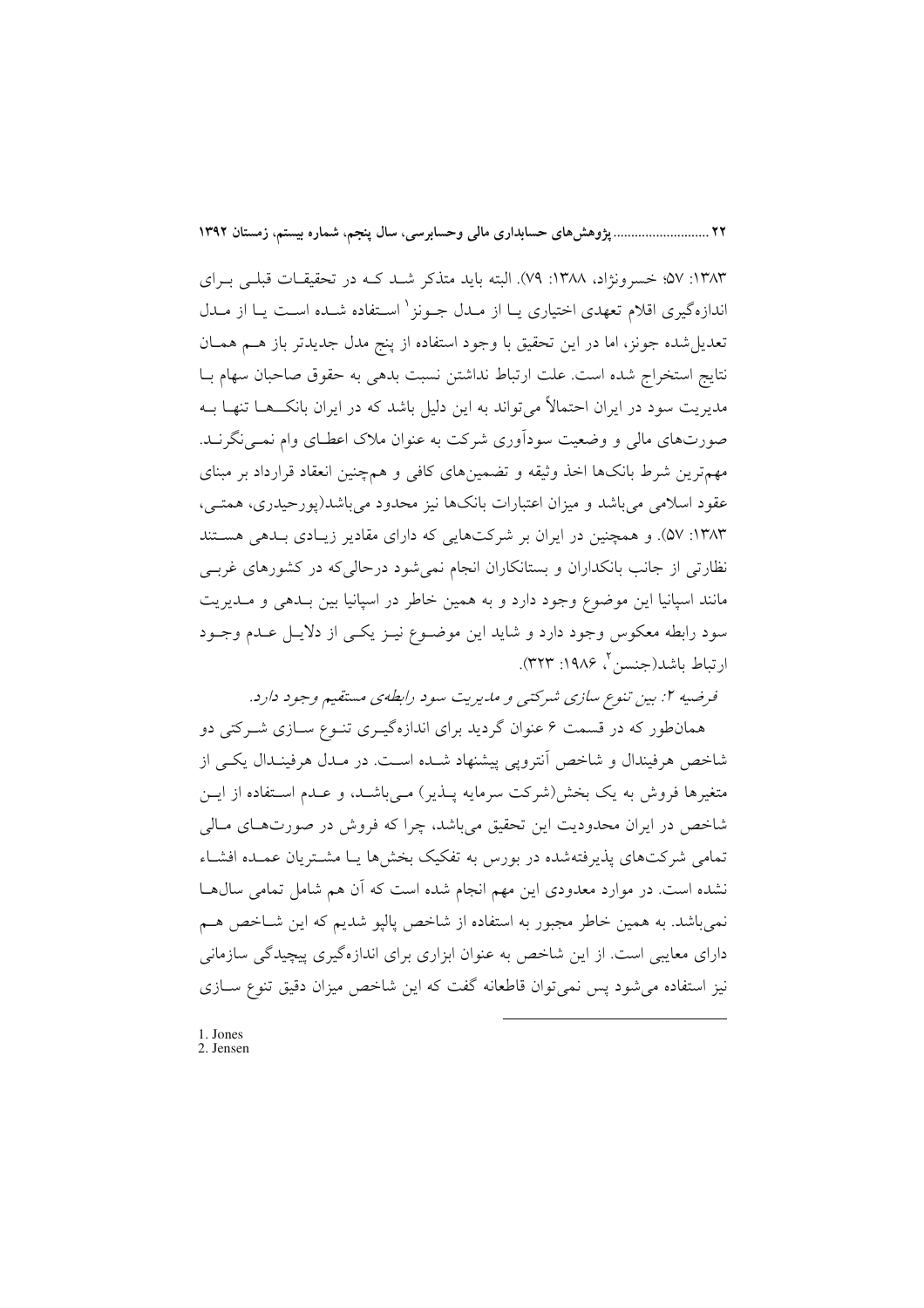۱۳۸۳: ۵۷؛ خسرونژاد، ۱۳۸۸: ۷۹). البته باید متذکر شد که در تحقیقات قبلی برای اندازه‌گیری اقلام تعهدی اختیاری یا از مدل جونز[1] استفاده شده است یا از مدل تعدیل‌شده جونز، اما در این تحقیق با وجود استفاده از پنج مدل جدیدتر باز هم همان نتایج استخراج شده است. علت ارتباط نداشتن نسبت بدهی به حقوق صاحبان سهام با مدیریت سود در ایران احتمالاً می‌تواند به این دلیل باشد که در ایران بانک‌ها تنها به صورت‌های مالی و وضعیت سودآوری شرکت به عنوان ملاک اعطای وام نمی‌نگرند. مهم‌ترین شرط بانک‌ها اخذ وثیقه و تضمین‌های کافی و همچنین انعقاد قرارداد بر مبنای عقود اسلامی می‌باشد و میزان اعتبارات بانک‌ها نیز محدود می‌باشد(پورحیدری، همتی، ۱۳۸۳: ۵۷). و همچنین در ایران بر شرکت‌هایی که دارای مقادیر زیادی بدهی هستند نظارتی از جانب بانکداران و بستانکاران انجام نمی‌شود درحالی‌که در کشورهای غربی مانند اسپانیا این موضوع وجود دارد و به همین خاطر در اسپانیا بین بدهی و مدیریت سود رابطه معکوس وجود دارد و شاید این موضوع نیز یکی از دلایل عدم وجود ارتباط باشد(جنسن[2]، ۱۹۸۶: ۳۲۳).

*فرضیه ۲: بین تنوع سازی شرکتی و مدیریت سود رابطه‌ی مستقیم وجود دارد.*

همان‌طور که در قسمت ۶ عنوان گردید برای اندازه‌گیری تنوع سازی شرکتی دو شاخص هرفیندال و شاخص آنتروپی پیشنهاد شده است. در مدل هرفیندال یکی از متغیرها فروش به یک بخش(شرکت سرمایه پذیر) می‌باشد، و عدم استفاده از این شاخص در ایران محدودیت این تحقیق می‌باشد، چرا که فروش در صورت‌های مالی تمامی شرکت‌های پذیرفته‌شده در بورس به تفکیک بخش‌ها یا مشتریان عمده افشاء نشده است. در موارد معدودی این مهم انجام شده است که آن هم شامل تمامی سال‌ها نمی‌باشد. به همین خاطر مجبور به استفاده از شاخص پالپو شدیم که این شاخص هم دارای معایبی است. از این شاخص به عنوان ابزاری برای اندازه‌گیری پیچیدگی سازمانی نیز استفاده می‌شود پس نمی‌توان قاطعانه گفت که این شاخص میزان دقیق تنوع سازی

---

1. Jones
2. Jensen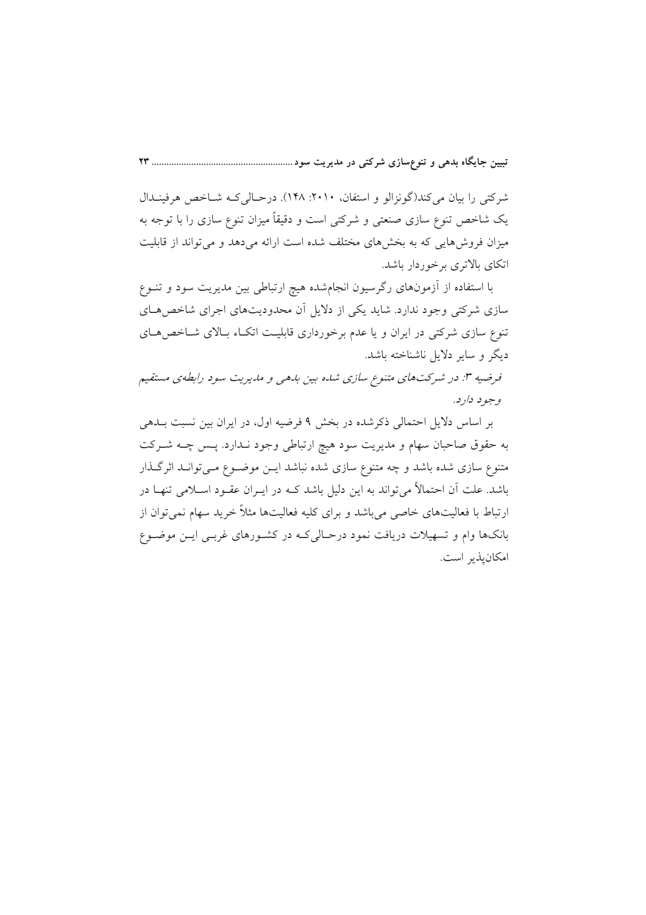شرکتی را بیان می‌کند(گونزالو و استفان، ۲۰۱۰: ۱۴۸). درحالی‌که شاخص هرفیندال یک شاخص تنوع سازی صنعتی و شرکتی است و دقیقاً میزان تنوع سازی را با توجه به میزان فروش‌هایی که به بخش‌های مختلف شده است ارائه می‌دهد و می‌تواند از قابلیت اتکای بالاتری برخوردار باشد.

با استفاده از آزمون‌های رگرسیون انجام‌شده هیچ ارتباطی بین مدیریت سود و تنوع سازی شرکتی وجود ندارد. شاید یکی از دلایل آن محدودیت‌های اجرای شاخص‌های تنوع سازی شرکتی در ایران و یا عدم برخورداری قابلیت اتکاء بالای شاخص‌های دیگر و سایر دلایل ناشناخته باشد.

*فرضیه ۳: در شرکت‌های متنوع سازی شده بین بدهی و مدیریت سود رابطه‌ی مستقیم وجود دارد.*

بر اساس دلایل احتمالی ذکرشده در بخش ۹ فرضیه اول، در ایران بین نسبت بدهی به حقوق صاحبان سهام و مدیریت سود هیچ ارتباطی وجود ندارد. پس چه شرکت متنوع سازی شده باشد و چه متنوع سازی شده نباشد این موضوع می‌تواند اثرگذار باشد. علت آن احتمالاً می‌تواند به این دلیل باشد که در ایران عقود اسلامی تنها در ارتباط با فعالیت‌های خاصی می‌باشد و برای کلیه فعالیت‌ها مثلاً خرید سهام نمی‌توان از بانک‌ها وام و تسهیلات دریافت نمود درحالی‌که در کشورهای غربی این موضوع امکان‌پذیر است.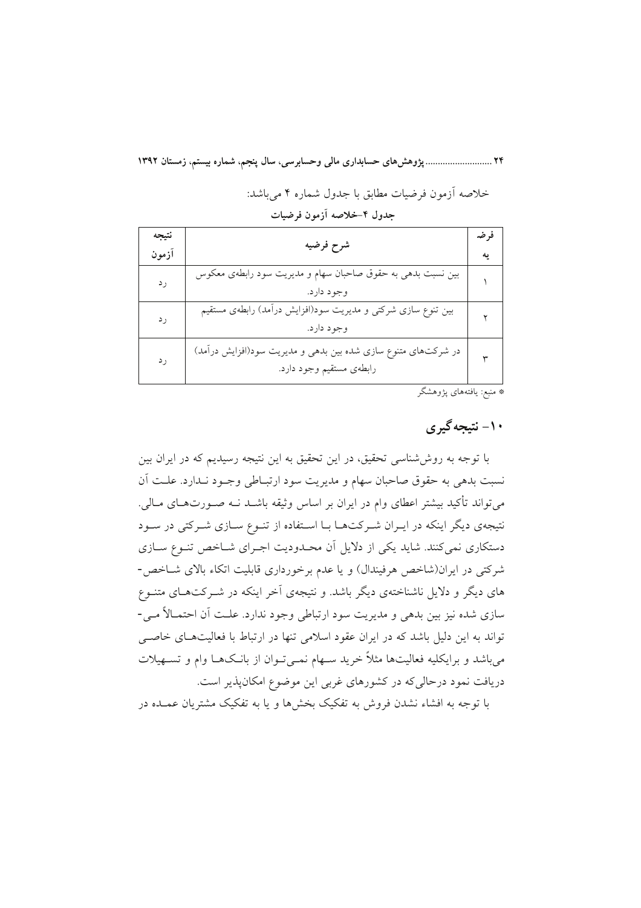خلاصه آزمون فرضیات مطابق با جدول شماره ۴ می‌باشد:

**جدول ۴-خلاصه آزمون فرضیات**

| فرضیه | شرح فرضیه | نتیجه آزمون |
|---|---|---|
| ۱ | بین نسبت بدهی به حقوق صاحبان سهام و مدیریت سود رابطه‌ی معکوس وجود دارد. | رد |
| ۲ | بین تنوع سازی شرکتی و مدیریت سود(افزایش درآمد) رابطه‌ی مستقیم وجود دارد. | رد |
| ۳ | در شرکت‌های متنوع سازی شده بین بدهی و مدیریت سود(افزایش درآمد) رابطه‌ی مستقیم وجود دارد. | رد |

* منبع: یافته‌های پژوهشگر

## ۱۰- نتیجه‌گیری

با توجه به روش‌شناسی تحقیق، در این تحقیق به این نتیجه رسیدیم که در ایران بین نسبت بدهی به حقوق صاحبان سهام و مدیریت سود ارتباطی وجود ندارد. علت آن می‌تواند تأکید بیشتر اعطای وام در ایران بر اساس وثیقه باشد نه صورت‌های مالی. نتیجه‌ی دیگر اینکه در ایران شرکت‌ها با استفاده از تنوع سازی شرکتی در سود دستکاری نمی‌کنند. شاید یکی از دلایل آن محدودیت اجرای شاخص تنوع سازی شرکتی در ایران(شاخص هرفیندال) و یا عدم برخورداری قابلیت اتکاء بالای شاخص‌های دیگر و دلایل ناشناخته‌ی دیگر باشد. و نتیجه‌ی آخر اینکه در شرکت‌های متنوع سازی شده نیز بین بدهی و مدیریت سود ارتباطی وجود ندارد. علت آن احتمالاً می‌تواند به این دلیل باشد که در ایران عقود اسلامی تنها در ارتباط با فعالیت‌های خاصی می‌باشد و برایکلیه فعالیت‌ها مثلاً خرید سهام نمی‌توان از بانک‌ها وام و تسهیلات دریافت نمود درحالی‌که در کشورهای غربی این موضوع امکان‌پذیر است.

با توجه به افشاء نشدن فروش به تفکیک بخش‌ها و یا به تفکیک مشتریان عمده در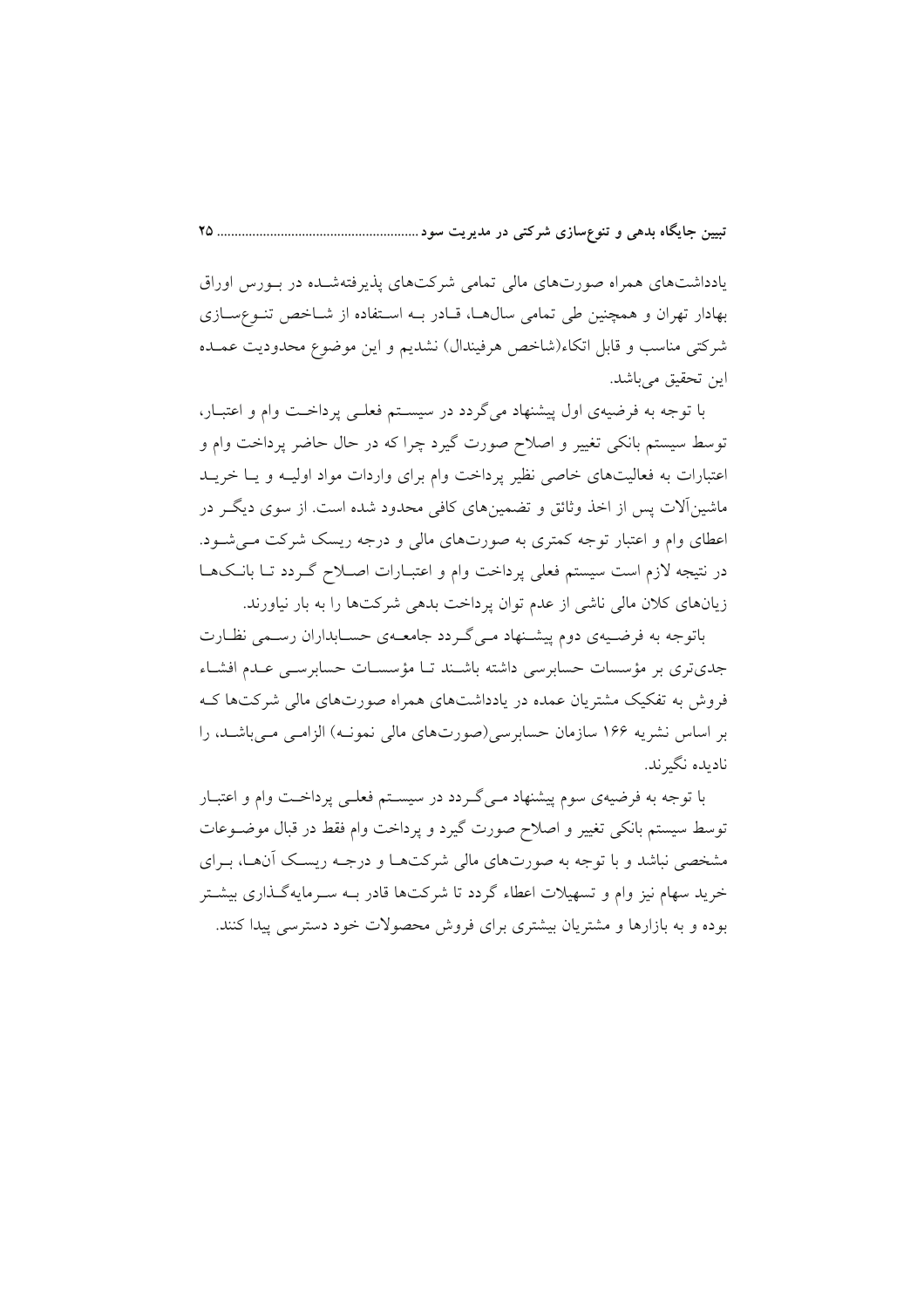یادداشت‌های همراه صورت‌های مالی تمامی شرکت‌های پذیرفته‌شده در بورس اوراق بهادار تهران و همچنین طی تمامی سال‌ها، قادر به استفاده از شاخص تنوع‌سازی شرکتی مناسب و قابل اتکاء(شاخص هرفیندال) نشدیم و این موضوع محدودیت عمده این تحقیق می‌باشد.

با توجه به فرضیه‌ی اول پیشنهاد می‌گردد در سیستم فعلی پرداخت وام و اعتبار، توسط سیستم بانکی تغییر و اصلاح صورت گیرد چرا که در حال حاضر پرداخت وام و اعتبارات به فعالیت‌های خاصی نظیر پرداخت وام برای واردات مواد اولیه و یا خرید ماشین‌آلات پس از اخذ وثائق و تضمین‌های کافی محدود شده است. از سوی دیگر در اعطای وام و اعتبار توجه کمتری به صورت‌های مالی و درجه ریسک شرکت می‌شود. در نتیجه لازم است سیستم فعلی پرداخت وام و اعتبارات اصلاح گردد تا بانک‌ها زیان‌های کلان مالی ناشی از عدم توان پرداخت بدهی شرکت‌ها را به بار نیاورند.

باتوجه به فرضیه‌ی دوم پیشنهاد می‌گردد جامعه‌ی حسابداران رسمی نظارت جدی‌تری بر مؤسسات حسابرسی داشته باشند تا مؤسسات حسابرسی عدم افشاء فروش به تفکیک مشتریان عمده در یادداشت‌های همراه صورت‌های مالی شرکت‌ها که بر اساس نشریه ۱۶۶ سازمان حسابرسی(صورت‌های مالی نمونه) الزامی می‌باشد، را نادیده نگیرند.

با توجه به فرضیه‌ی سوم پیشنهاد می‌گردد در سیستم فعلی پرداخت وام و اعتبار توسط سیستم بانکی تغییر و اصلاح صورت گیرد و پرداخت وام فقط در قبال موضوعات مشخصی نباشد و با توجه به صورت‌های مالی شرکت‌ها و درجه ریسک آن‌ها، برای خرید سهام نیز وام و تسهیلات اعطاء گردد تا شرکت‌ها قادر به سرمایه‌گذاری بیشتر بوده و به بازارها و مشتریان بیشتری برای فروش محصولات خود دسترسی پیدا کنند.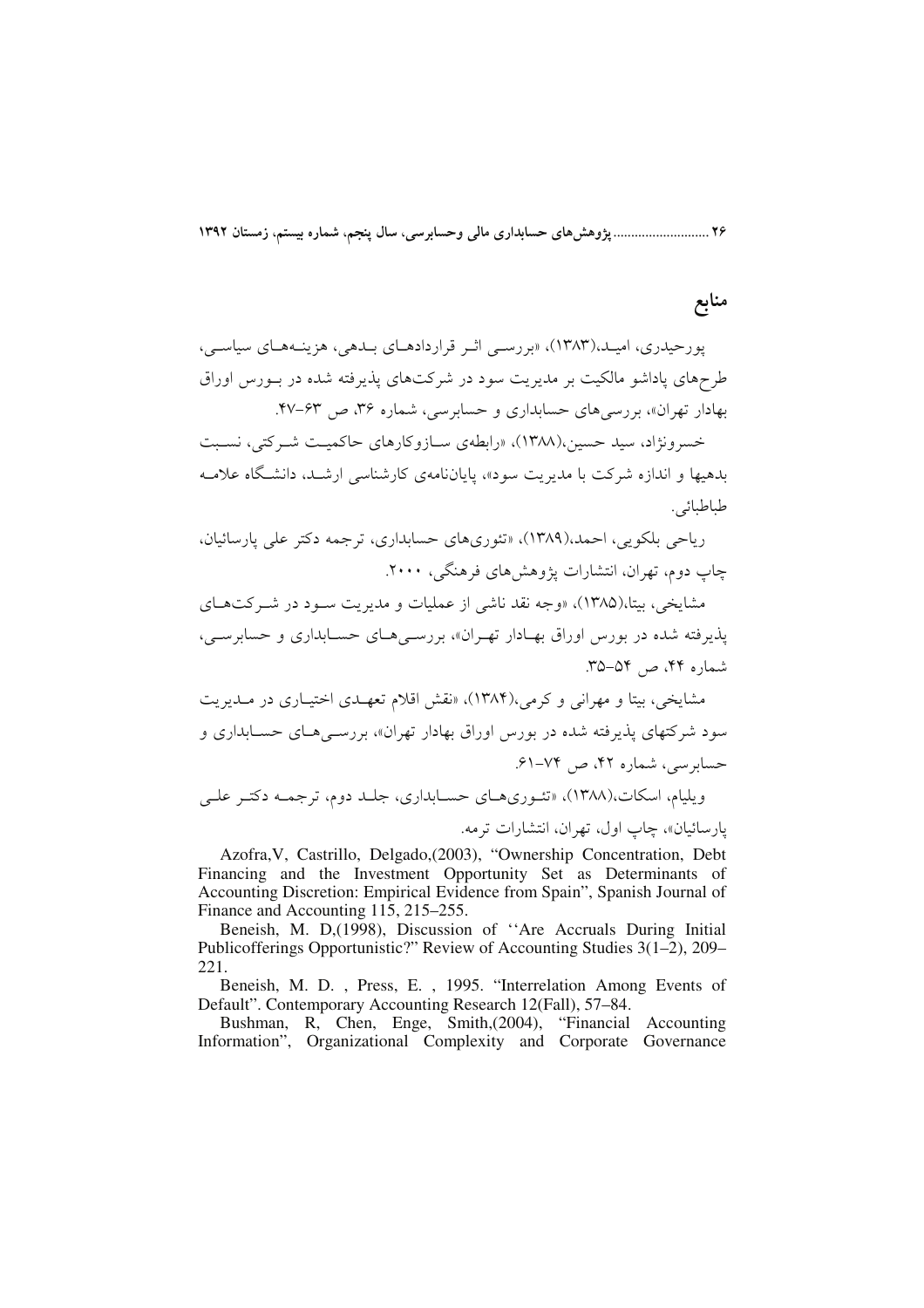## منابع

پورحیدری، امید،(۱۳۸۳)، «بررسی اثر قراردادهای بدهی، هزینه‌های سیاسی، طرح‌های پاداش و مالکیت بر مدیریت سود در شرکت‌های پذیرفته شده در بورس اوراق بهادار تهران»، بررسی‌های حسابداری و حسابرسی، شماره ۳۶، ص ۶۳-۴۷.

خسرونژاد، سید حسین،(۱۳۸۸)، «رابطه‌ی سازوکارهای حاکمیت شرکتی، نسبت بدهیها و اندازه شرکت با مدیریت سود»، پایان‌نامه‌ی کارشناسی ارشد، دانشگاه علامه طباطبائی.

ریاحی بلکویی، احمد،(۱۳۸۹)، «تئوری‌های حسابداری، ترجمه دکتر علی پارسائیان، چاپ دوم، تهران، انتشارات پژوهش‌های فرهنگی، ۲۰۰۰.

مشایخی، بیتا،(۱۳۸۵)، «وجه نقد ناشی از عملیات و مدیریت سود در شرکت‌های پذیرفته شده در بورس اوراق بهادار تهران»، بررسی‌های حسابداری و حسابرسی، شماره ۴۴، ص ۵۴-۳۵.

مشایخی، بیتا و مهرانی و کرمی،(۱۳۸۴)، «نقش اقلام تعهدی اختیاری در مدیریت سود شرکتهای پذیرفته شده در بورس اوراق بهادار تهران»، بررسی‌های حسابداری و حسابرسی، شماره ۴۲، ص ۷۴-۶۱.

ویلیام، اسکات،(۱۳۸۸)، «تئوری‌های حسابداری، جلد دوم، ترجمه دکتر علی پارسائیان»، چاپ اول، تهران، انتشارات ترمه.

Azofra,V, Castrillo, Delgado,(2003), "Ownership Concentration, Debt Financing and the Investment Opportunity Set as Determinants of Accounting Discretion: Empirical Evidence from Spain", Spanish Journal of Finance and Accounting 115, 215–255.

Beneish, M. D,(1998), Discussion of ''Are Accruals During Initial Publicofferings Opportunistic?" Review of Accounting Studies 3(1–2), 209–221.

Beneish, M. D. , Press, E. , 1995. "Interrelation Among Events of Default". Contemporary Accounting Research 12(Fall), 57–84.

Bushman, R, Chen, Enge, Smith,(2004), "Financial Accounting Information", Organizational Complexity and Corporate Governance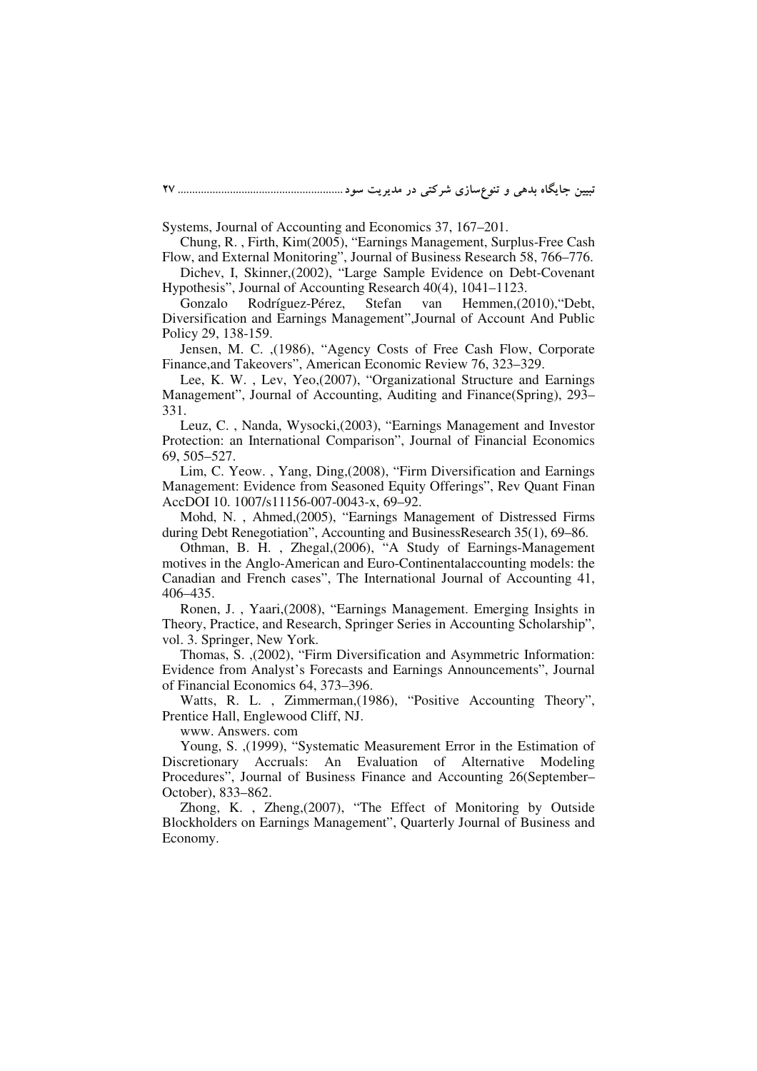Systems, Journal of Accounting and Economics 37, 167–201.

Chung, R. , Firth, Kim(2005), "Earnings Management, Surplus-Free Cash Flow, and External Monitoring", Journal of Business Research 58, 766–776.

Dichev, I, Skinner,(2002), "Large Sample Evidence on Debt-Covenant Hypothesis", Journal of Accounting Research 40(4), 1041–1123.

Gonzalo Rodríguez-Pérez, Stefan van Hemmen,(2010),"Debt, Diversification and Earnings Management",Journal of Account And Public Policy 29, 138-159.

Jensen, M. C. ,(1986), "Agency Costs of Free Cash Flow, Corporate Finance,and Takeovers", American Economic Review 76, 323–329.

Lee, K. W. , Lev, Yeo,(2007), "Organizational Structure and Earnings Management", Journal of Accounting, Auditing and Finance(Spring), 293–331.

Leuz, C. , Nanda, Wysocki,(2003), "Earnings Management and Investor Protection: an International Comparison", Journal of Financial Economics 69, 505–527.

Lim, C. Yeow. , Yang, Ding,(2008), "Firm Diversification and Earnings Management: Evidence from Seasoned Equity Offerings", Rev Quant Finan AccDOI 10. 1007/s11156-007-0043-x, 69–92.

Mohd, N. , Ahmed,(2005), "Earnings Management of Distressed Firms during Debt Renegotiation", Accounting and BusinessResearch 35(1), 69–86.

Othman, B. H. , Zhegal,(2006), "A Study of Earnings-Management motives in the Anglo-American and Euro-Continentalaccounting models: the Canadian and French cases", The International Journal of Accounting 41, 406–435.

Ronen, J. , Yaari,(2008), "Earnings Management. Emerging Insights in Theory, Practice, and Research, Springer Series in Accounting Scholarship", vol. 3. Springer, New York.

Thomas, S. ,(2002), "Firm Diversification and Asymmetric Information: Evidence from Analyst's Forecasts and Earnings Announcements", Journal of Financial Economics 64, 373–396.

Watts, R. L. , Zimmerman,(1986), "Positive Accounting Theory", Prentice Hall, Englewood Cliff, NJ.

www. Answers. com

Young, S. ,(1999), "Systematic Measurement Error in the Estimation of Discretionary Accruals: An Evaluation of Alternative Modeling Procedures", Journal of Business Finance and Accounting 26(September–October), 833–862.

Zhong, K. , Zheng,(2007), "The Effect of Monitoring by Outside Blockholders on Earnings Management", Quarterly Journal of Business and Economy.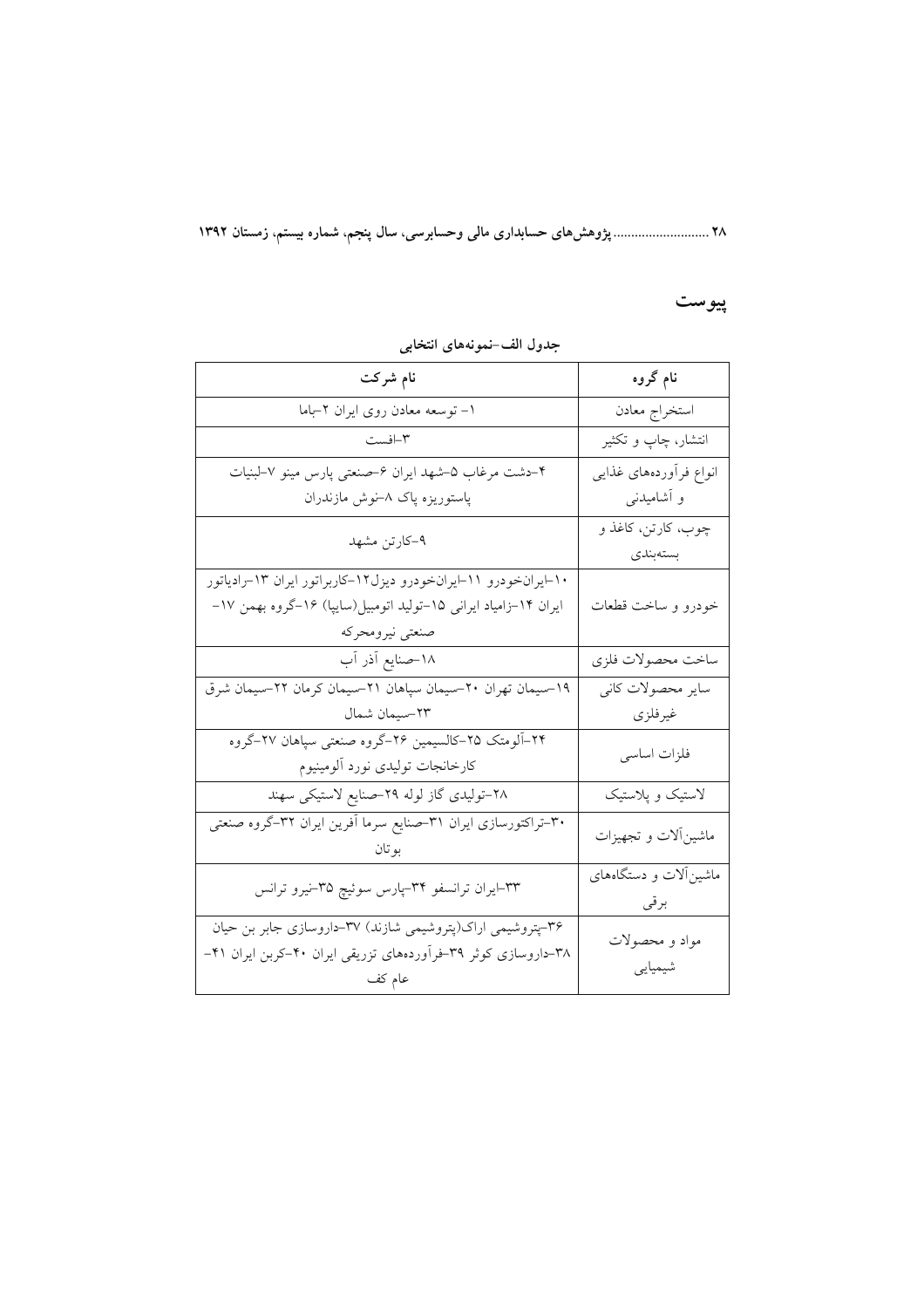# پیوست

جدول الف–نمونه‌های انتخابی

| نام گروه | نام شرکت |
| --- | --- |
| استخراج معادن | ۱- توسعه معادن روی ایران ۲–باما |
| انتشار، چاپ و تکثیر | ۳–افست |
| انواع فرآورده‌های غذایی و آشامیدنی | ۴–دشت مرغاب ۵–شهد ایران ۶–صنعتی پارس مینو ۷–لبنیات پاستوریزه پاک ۸–نوش مازندران |
| چوب، کارتن، کاغذ و بسته‌بندی | ۹–کارتن مشهد |
| خودرو و ساخت قطعات | ۱۰–ایران‌خودرو ۱۱–ایران‌خودرو دیزل۱۲–کاربراتور ایران ۱۳–رادیاتور ایران ۱۴–زامیاد ایرانی ۱۵–تولید اتومبیل(ساپیا) ۱۶–گروه بهمن ۱۷–صنعتی نیرومحرکه |
| ساخت محصولات فلزی | ۱۸–صنایع آذر آب |
| سایر محصولات کانی غیرفلزی | ۱۹–سیمان تهران ۲۰–سیمان سپاهان ۲۱–سیمان کرمان ۲۲–سیمان شرق ۲۳–سیمان شمال |
| فلزات اساسی | ۲۴–آلومتک ۲۵–کالسیمین ۲۶–گروه صنعتی سپاهان ۲۷–گروه کارخانجات تولیدی نورد آلومینیوم |
| لاستیک و پلاستیک | ۲۸–تولیدی گاز لوله ۲۹–صنایع لاستیکی سهند |
| ماشین‌آلات و تجهیزات | ۳۰–تراکتورسازی ایران ۳۱–صنایع سرما آفرین ایران ۳۲–گروه صنعتی بوتان |
| ماشین‌آلات و دستگاه‌های برقی | ۳۳–ایران ترانسفو ۳۴–پارس سوئیچ ۳۵–نیرو ترانس |
| مواد و محصولات شیمیایی | ۳۶–پتروشیمی اراک(پتروشیمی شازند) ۳۷–داروسازی جابر بن حیان ۳۸–داروسازی کوثر ۳۹–فرآورده‌های تزریقی ایران ۴۰–کربن ایران ۴۱–عام کف |